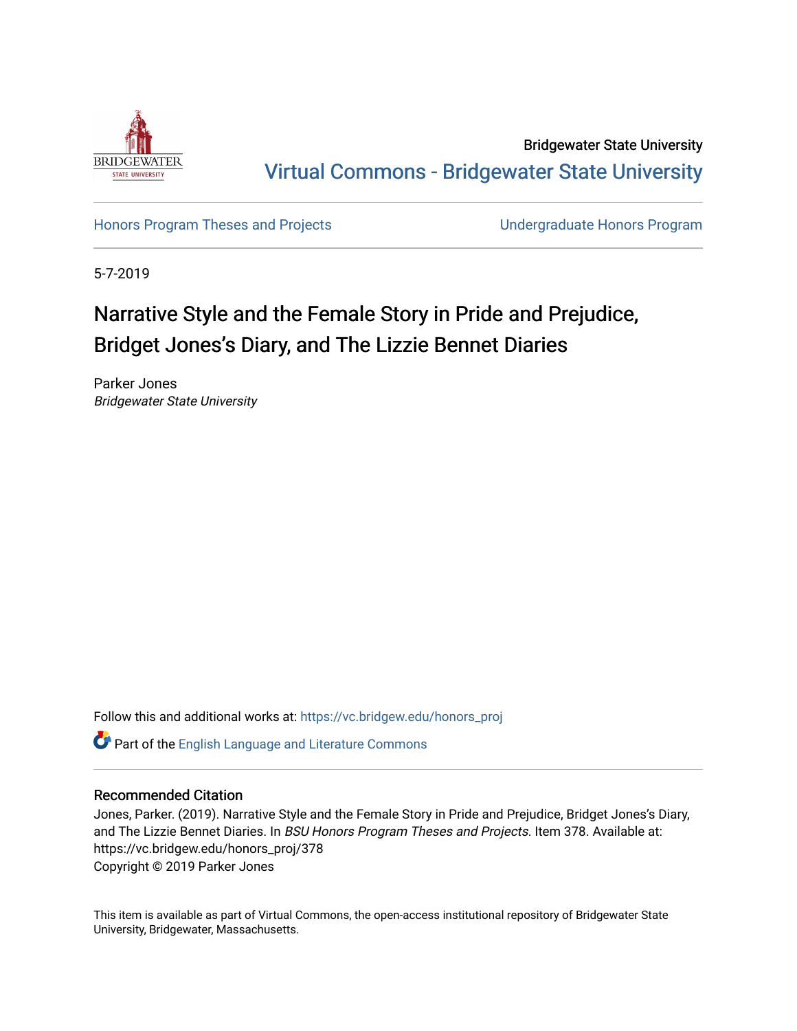Bridgewater State University

Virtual Commons - Bridgewater State University

Honors Program Theses and Projects

Undergraduate Honors Program

5-7-2019

# Narrative Style and the Female Story in Pride and Prejudice, Bridget Jones's Diary, and The Lizzie Bennet Diaries

Parker Jones
*Bridgewater State University*

Follow this and additional works at: https://vc.bridgew.edu/honors_proj

Part of the English Language and Literature Commons

## Recommended Citation

Jones, Parker. (2019). Narrative Style and the Female Story in Pride and Prejudice, Bridget Jones's Diary, and The Lizzie Bennet Diaries. In *BSU Honors Program Theses and Projects.* Item 378. Available at: https://vc.bridgew.edu/honors_proj/378
Copyright © 2019 Parker Jones

This item is available as part of Virtual Commons, the open-access institutional repository of Bridgewater State University, Bridgewater, Massachusetts.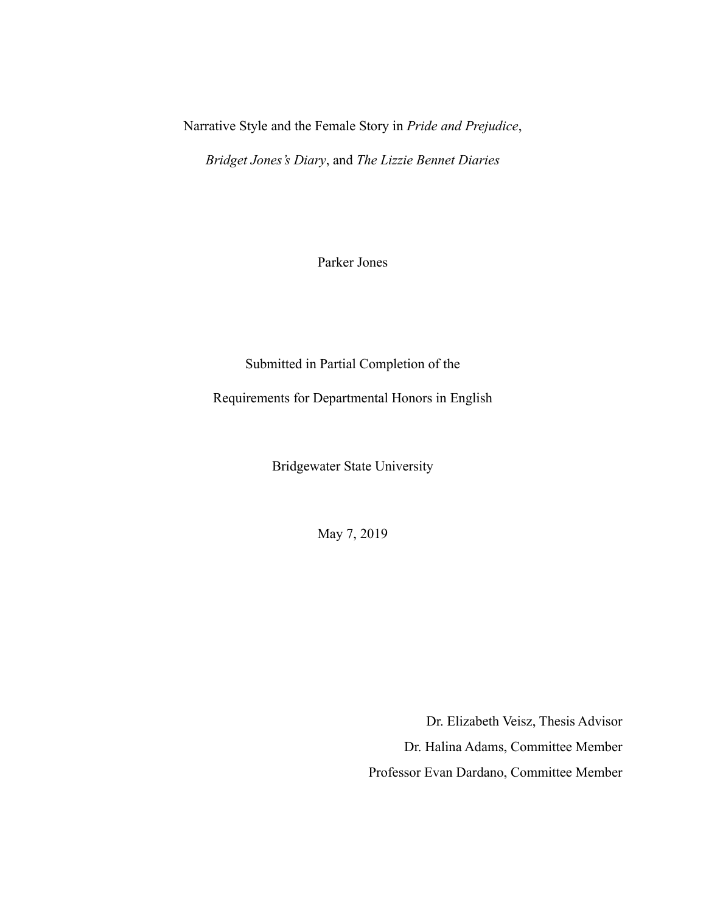# Narrative Style and the Female Story in *Pride and Prejudice*, *Bridget Jones's Diary*, and *The Lizzie Bennet Diaries*

Parker Jones

Submitted in Partial Completion of the

Requirements for Departmental Honors in English

Bridgewater State University

May 7, 2019

Dr. Elizabeth Veisz, Thesis Advisor

Dr. Halina Adams, Committee Member

Professor Evan Dardano, Committee Member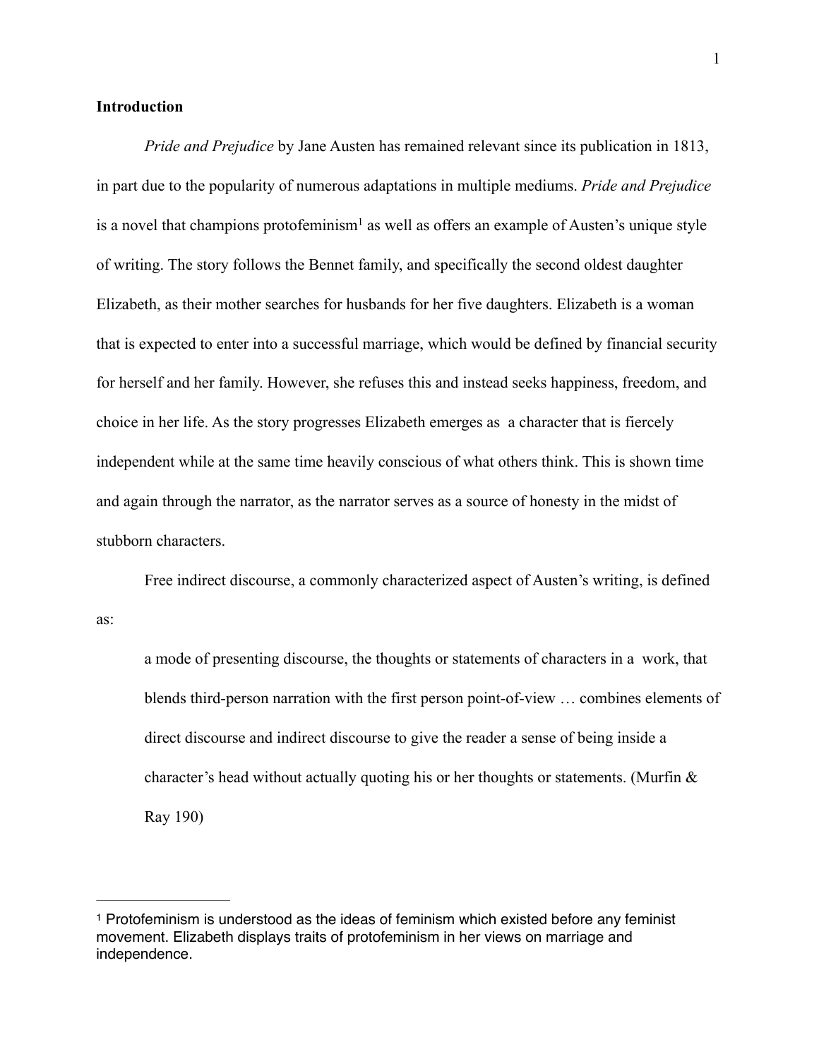**Introduction**

*Pride and Prejudice* by Jane Austen has remained relevant since its publication in 1813, in part due to the popularity of numerous adaptations in multiple mediums. *Pride and Prejudice* is a novel that champions protofeminism[1] as well as offers an example of Austen's unique style of writing. The story follows the Bennet family, and specifically the second oldest daughter Elizabeth, as their mother searches for husbands for her five daughters. Elizabeth is a woman that is expected to enter into a successful marriage, which would be defined by financial security for herself and her family. However, she refuses this and instead seeks happiness, freedom, and choice in her life. As the story progresses Elizabeth emerges as a character that is fiercely independent while at the same time heavily conscious of what others think. This is shown time and again through the narrator, as the narrator serves as a source of honesty in the midst of stubborn characters.

Free indirect discourse, a commonly characterized aspect of Austen's writing, is defined as:

> a mode of presenting discourse, the thoughts or statements of characters in a work, that blends third-person narration with the first person point-of-view … combines elements of direct discourse and indirect discourse to give the reader a sense of being inside a character's head without actually quoting his or her thoughts or statements. (Murfin & Ray 190)

---

[1] Protofeminism is understood as the ideas of feminism which existed before any feminist movement. Elizabeth displays traits of protofeminism in her views on marriage and independence.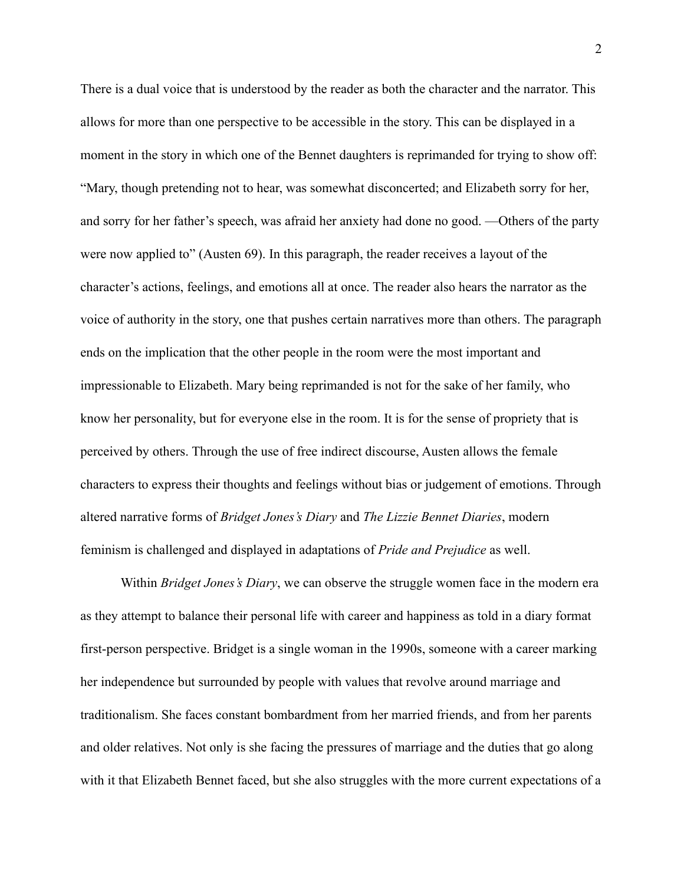There is a dual voice that is understood by the reader as both the character and the narrator. This allows for more than one perspective to be accessible in the story. This can be displayed in a moment in the story in which one of the Bennet daughters is reprimanded for trying to show off: "Mary, though pretending not to hear, was somewhat disconcerted; and Elizabeth sorry for her, and sorry for her father's speech, was afraid her anxiety had done no good. —Others of the party were now applied to" (Austen 69). In this paragraph, the reader receives a layout of the character's actions, feelings, and emotions all at once. The reader also hears the narrator as the voice of authority in the story, one that pushes certain narratives more than others. The paragraph ends on the implication that the other people in the room were the most important and impressionable to Elizabeth. Mary being reprimanded is not for the sake of her family, who know her personality, but for everyone else in the room. It is for the sense of propriety that is perceived by others. Through the use of free indirect discourse, Austen allows the female characters to express their thoughts and feelings without bias or judgement of emotions. Through altered narrative forms of *Bridget Jones's Diary* and *The Lizzie Bennet Diaries*, modern feminism is challenged and displayed in adaptations of *Pride and Prejudice* as well.

Within *Bridget Jones's Diary*, we can observe the struggle women face in the modern era as they attempt to balance their personal life with career and happiness as told in a diary format first-person perspective. Bridget is a single woman in the 1990s, someone with a career marking her independence but surrounded by people with values that revolve around marriage and traditionalism. She faces constant bombardment from her married friends, and from her parents and older relatives. Not only is she facing the pressures of marriage and the duties that go along with it that Elizabeth Bennet faced, but she also struggles with the more current expectations of a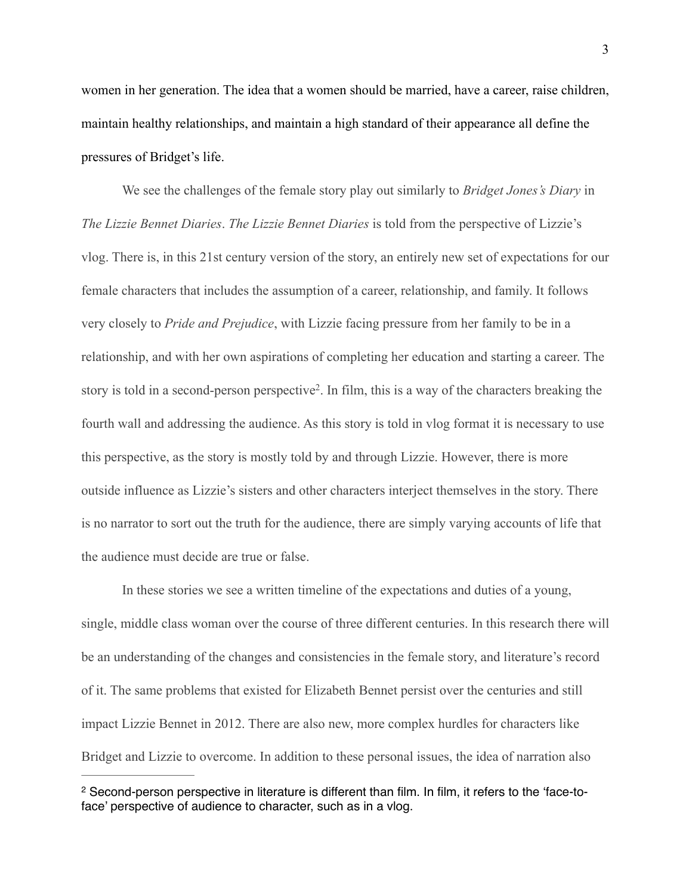women in her generation. The idea that a women should be married, have a career, raise children, maintain healthy relationships, and maintain a high standard of their appearance all define the pressures of Bridget's life.

We see the challenges of the female story play out similarly to *Bridget Jones's Diary* in *The Lizzie Bennet Diaries*. *The Lizzie Bennet Diaries* is told from the perspective of Lizzie's vlog. There is, in this 21st century version of the story, an entirely new set of expectations for our female characters that includes the assumption of a career, relationship, and family. It follows very closely to *Pride and Prejudice*, with Lizzie facing pressure from her family to be in a relationship, and with her own aspirations of completing her education and starting a career. The story is told in a second-person perspective[2]. In film, this is a way of the characters breaking the fourth wall and addressing the audience. As this story is told in vlog format it is necessary to use this perspective, as the story is mostly told by and through Lizzie. However, there is more outside influence as Lizzie's sisters and other characters interject themselves in the story. There is no narrator to sort out the truth for the audience, there are simply varying accounts of life that the audience must decide are true or false.

In these stories we see a written timeline of the expectations and duties of a young, single, middle class woman over the course of three different centuries. In this research there will be an understanding of the changes and consistencies in the female story, and literature's record of it. The same problems that existed for Elizabeth Bennet persist over the centuries and still impact Lizzie Bennet in 2012. There are also new, more complex hurdles for characters like Bridget and Lizzie to overcome. In addition to these personal issues, the idea of narration also

---

[2] Second-person perspective in literature is different than film. In film, it refers to the 'face-to-face' perspective of audience to character, such as in a vlog.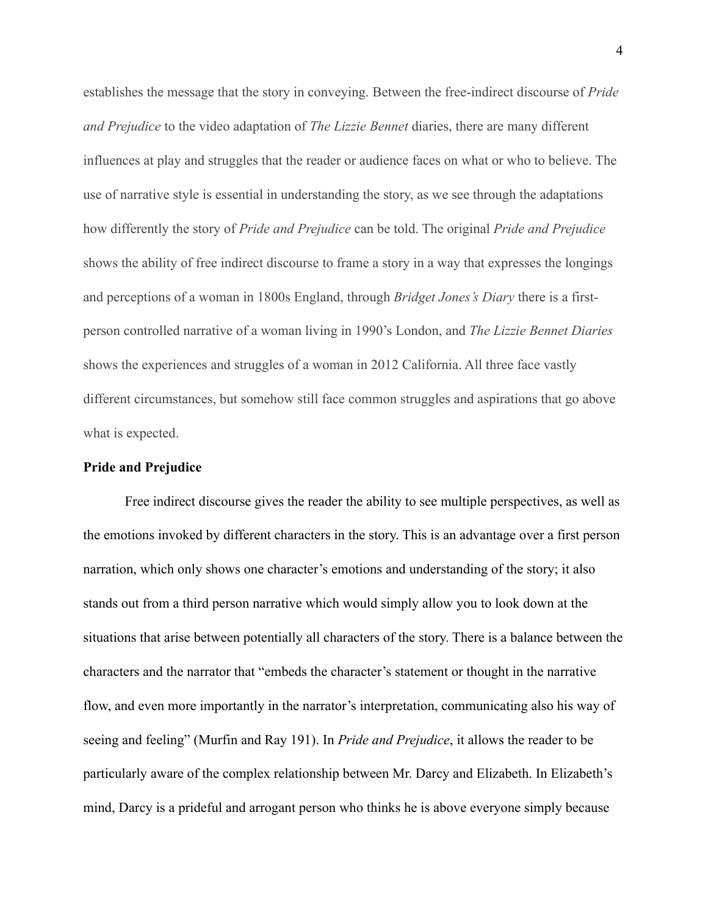establishes the message that the story in conveying. Between the free-indirect discourse of *Pride and Prejudice* to the video adaptation of *The Lizzie Bennet* diaries, there are many different influences at play and struggles that the reader or audience faces on what or who to believe. The use of narrative style is essential in understanding the story, as we see through the adaptations how differently the story of *Pride and Prejudice* can be told. The original *Pride and Prejudice* shows the ability of free indirect discourse to frame a story in a way that expresses the longings and perceptions of a woman in 1800s England, through *Bridget Jones's Diary* there is a first-person controlled narrative of a woman living in 1990's London, and *The Lizzie Bennet Diaries* shows the experiences and struggles of a woman in 2012 California. All three face vastly different circumstances, but somehow still face common struggles and aspirations that go above what is expected.

**Pride and Prejudice**

Free indirect discourse gives the reader the ability to see multiple perspectives, as well as the emotions invoked by different characters in the story. This is an advantage over a first person narration, which only shows one character's emotions and understanding of the story; it also stands out from a third person narrative which would simply allow you to look down at the situations that arise between potentially all characters of the story. There is a balance between the characters and the narrator that "embeds the character's statement or thought in the narrative flow, and even more importantly in the narrator's interpretation, communicating also his way of seeing and feeling" (Murfin and Ray 191). In *Pride and Prejudice*, it allows the reader to be particularly aware of the complex relationship between Mr. Darcy and Elizabeth. In Elizabeth's mind, Darcy is a prideful and arrogant person who thinks he is above everyone simply because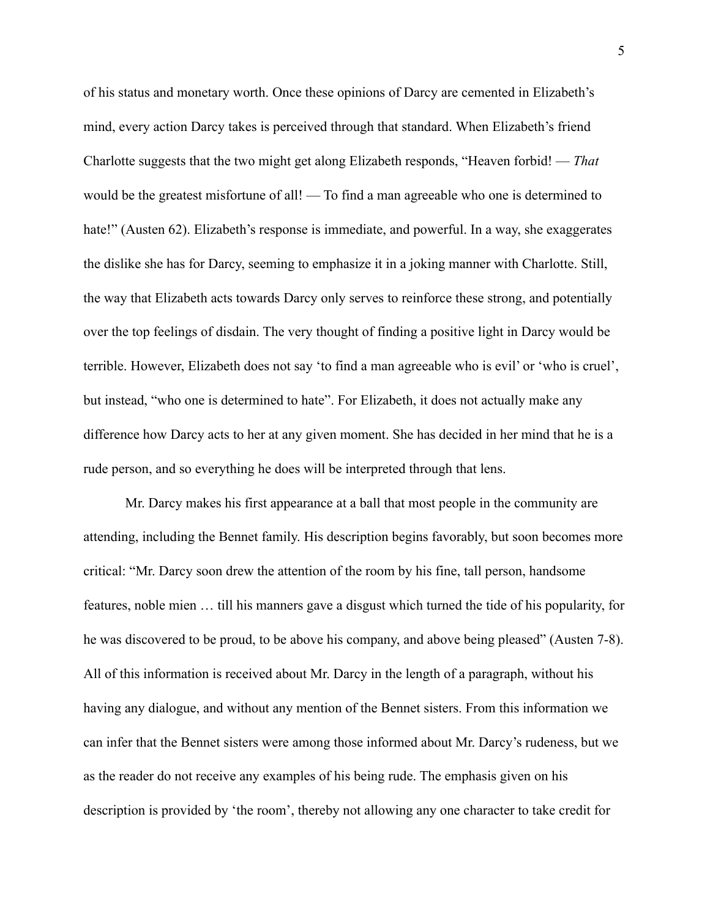of his status and monetary worth. Once these opinions of Darcy are cemented in Elizabeth's mind, every action Darcy takes is perceived through that standard. When Elizabeth's friend Charlotte suggests that the two might get along Elizabeth responds, "Heaven forbid! — *That* would be the greatest misfortune of all! — To find a man agreeable who one is determined to hate!" (Austen 62). Elizabeth's response is immediate, and powerful. In a way, she exaggerates the dislike she has for Darcy, seeming to emphasize it in a joking manner with Charlotte. Still, the way that Elizabeth acts towards Darcy only serves to reinforce these strong, and potentially over the top feelings of disdain. The very thought of finding a positive light in Darcy would be terrible. However, Elizabeth does not say 'to find a man agreeable who is evil' or 'who is cruel', but instead, "who one is determined to hate". For Elizabeth, it does not actually make any difference how Darcy acts to her at any given moment. She has decided in her mind that he is a rude person, and so everything he does will be interpreted through that lens.

Mr. Darcy makes his first appearance at a ball that most people in the community are attending, including the Bennet family. His description begins favorably, but soon becomes more critical: "Mr. Darcy soon drew the attention of the room by his fine, tall person, handsome features, noble mien … till his manners gave a disgust which turned the tide of his popularity, for he was discovered to be proud, to be above his company, and above being pleased" (Austen 7-8). All of this information is received about Mr. Darcy in the length of a paragraph, without his having any dialogue, and without any mention of the Bennet sisters. From this information we can infer that the Bennet sisters were among those informed about Mr. Darcy's rudeness, but we as the reader do not receive any examples of his being rude. The emphasis given on his description is provided by 'the room', thereby not allowing any one character to take credit for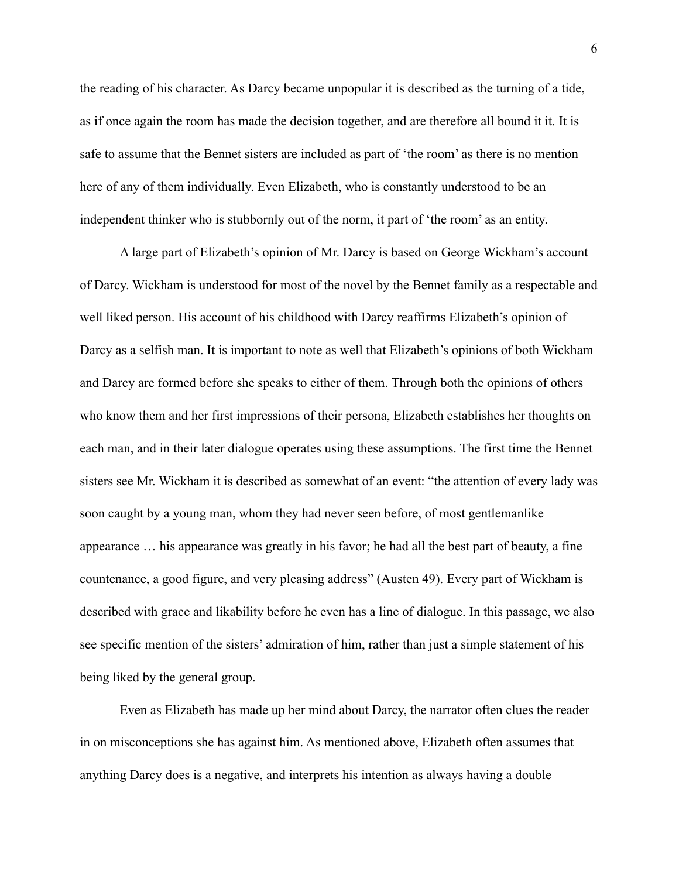the reading of his character. As Darcy became unpopular it is described as the turning of a tide, as if once again the room has made the decision together, and are therefore all bound it it. It is safe to assume that the Bennet sisters are included as part of 'the room' as there is no mention here of any of them individually. Even Elizabeth, who is constantly understood to be an independent thinker who is stubbornly out of the norm, it part of 'the room' as an entity.

A large part of Elizabeth's opinion of Mr. Darcy is based on George Wickham's account of Darcy. Wickham is understood for most of the novel by the Bennet family as a respectable and well liked person. His account of his childhood with Darcy reaffirms Elizabeth's opinion of Darcy as a selfish man. It is important to note as well that Elizabeth's opinions of both Wickham and Darcy are formed before she speaks to either of them. Through both the opinions of others who know them and her first impressions of their persona, Elizabeth establishes her thoughts on each man, and in their later dialogue operates using these assumptions. The first time the Bennet sisters see Mr. Wickham it is described as somewhat of an event: "the attention of every lady was soon caught by a young man, whom they had never seen before, of most gentlemanlike appearance … his appearance was greatly in his favor; he had all the best part of beauty, a fine countenance, a good figure, and very pleasing address" (Austen 49). Every part of Wickham is described with grace and likability before he even has a line of dialogue. In this passage, we also see specific mention of the sisters' admiration of him, rather than just a simple statement of his being liked by the general group.

Even as Elizabeth has made up her mind about Darcy, the narrator often clues the reader in on misconceptions she has against him. As mentioned above, Elizabeth often assumes that anything Darcy does is a negative, and interprets his intention as always having a double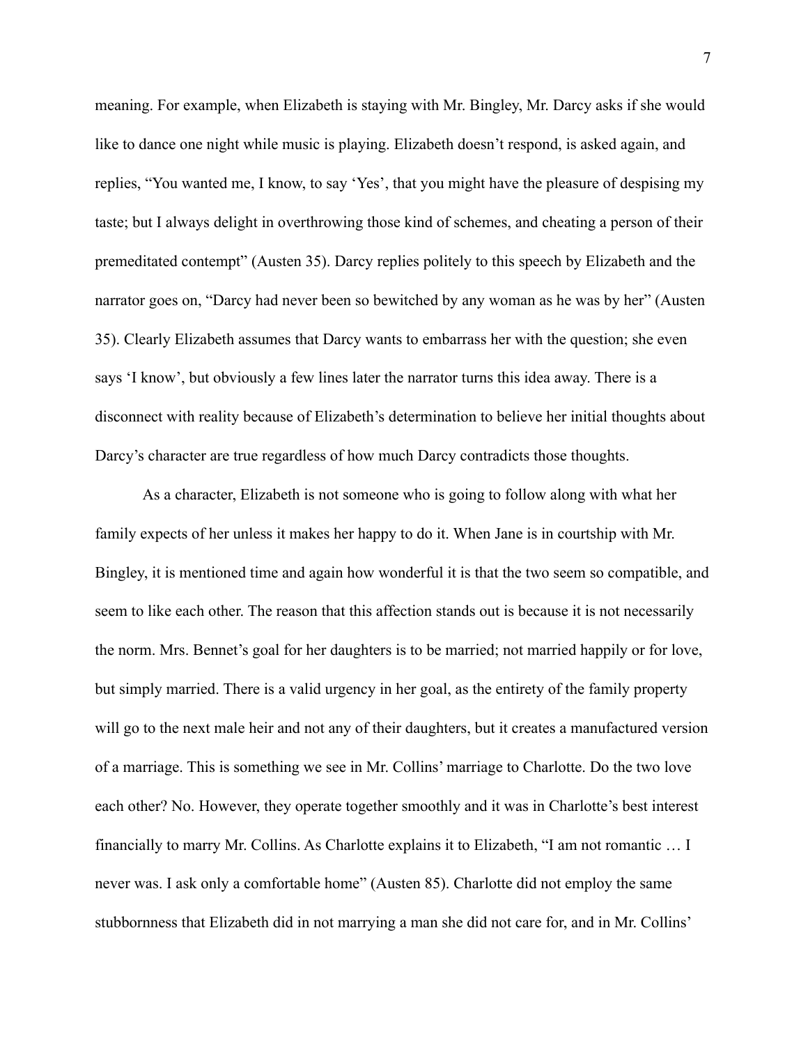meaning. For example, when Elizabeth is staying with Mr. Bingley, Mr. Darcy asks if she would like to dance one night while music is playing. Elizabeth doesn't respond, is asked again, and replies, "You wanted me, I know, to say 'Yes', that you might have the pleasure of despising my taste; but I always delight in overthrowing those kind of schemes, and cheating a person of their premeditated contempt" (Austen 35). Darcy replies politely to this speech by Elizabeth and the narrator goes on, "Darcy had never been so bewitched by any woman as he was by her" (Austen 35). Clearly Elizabeth assumes that Darcy wants to embarrass her with the question; she even says 'I know', but obviously a few lines later the narrator turns this idea away. There is a disconnect with reality because of Elizabeth's determination to believe her initial thoughts about Darcy's character are true regardless of how much Darcy contradicts those thoughts.

As a character, Elizabeth is not someone who is going to follow along with what her family expects of her unless it makes her happy to do it. When Jane is in courtship with Mr. Bingley, it is mentioned time and again how wonderful it is that the two seem so compatible, and seem to like each other. The reason that this affection stands out is because it is not necessarily the norm. Mrs. Bennet's goal for her daughters is to be married; not married happily or for love, but simply married. There is a valid urgency in her goal, as the entirety of the family property will go to the next male heir and not any of their daughters, but it creates a manufactured version of a marriage. This is something we see in Mr. Collins' marriage to Charlotte. Do the two love each other? No. However, they operate together smoothly and it was in Charlotte's best interest financially to marry Mr. Collins. As Charlotte explains it to Elizabeth, "I am not romantic … I never was. I ask only a comfortable home" (Austen 85). Charlotte did not employ the same stubbornness that Elizabeth did in not marrying a man she did not care for, and in Mr. Collins'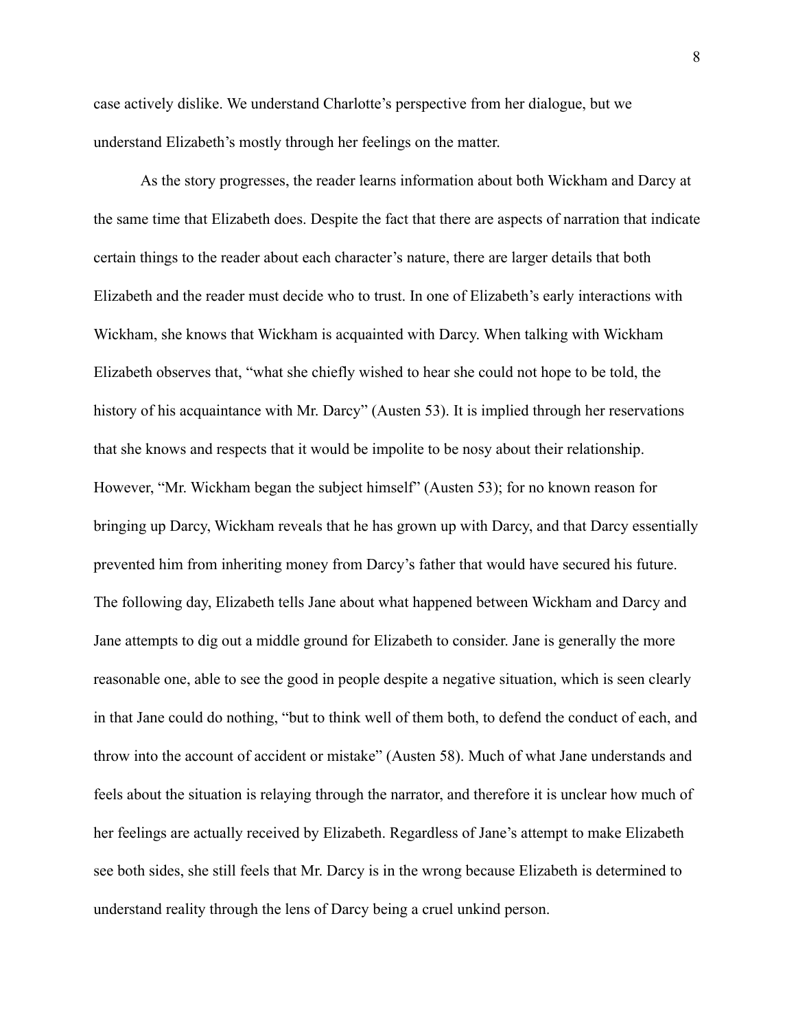case actively dislike. We understand Charlotte's perspective from her dialogue, but we understand Elizabeth's mostly through her feelings on the matter.

As the story progresses, the reader learns information about both Wickham and Darcy at the same time that Elizabeth does. Despite the fact that there are aspects of narration that indicate certain things to the reader about each character's nature, there are larger details that both Elizabeth and the reader must decide who to trust. In one of Elizabeth's early interactions with Wickham, she knows that Wickham is acquainted with Darcy. When talking with Wickham Elizabeth observes that, "what she chiefly wished to hear she could not hope to be told, the history of his acquaintance with Mr. Darcy" (Austen 53). It is implied through her reservations that she knows and respects that it would be impolite to be nosy about their relationship. However, "Mr. Wickham began the subject himself" (Austen 53); for no known reason for bringing up Darcy, Wickham reveals that he has grown up with Darcy, and that Darcy essentially prevented him from inheriting money from Darcy's father that would have secured his future. The following day, Elizabeth tells Jane about what happened between Wickham and Darcy and Jane attempts to dig out a middle ground for Elizabeth to consider. Jane is generally the more reasonable one, able to see the good in people despite a negative situation, which is seen clearly in that Jane could do nothing, "but to think well of them both, to defend the conduct of each, and throw into the account of accident or mistake" (Austen 58). Much of what Jane understands and feels about the situation is relaying through the narrator, and therefore it is unclear how much of her feelings are actually received by Elizabeth. Regardless of Jane's attempt to make Elizabeth see both sides, she still feels that Mr. Darcy is in the wrong because Elizabeth is determined to understand reality through the lens of Darcy being a cruel unkind person.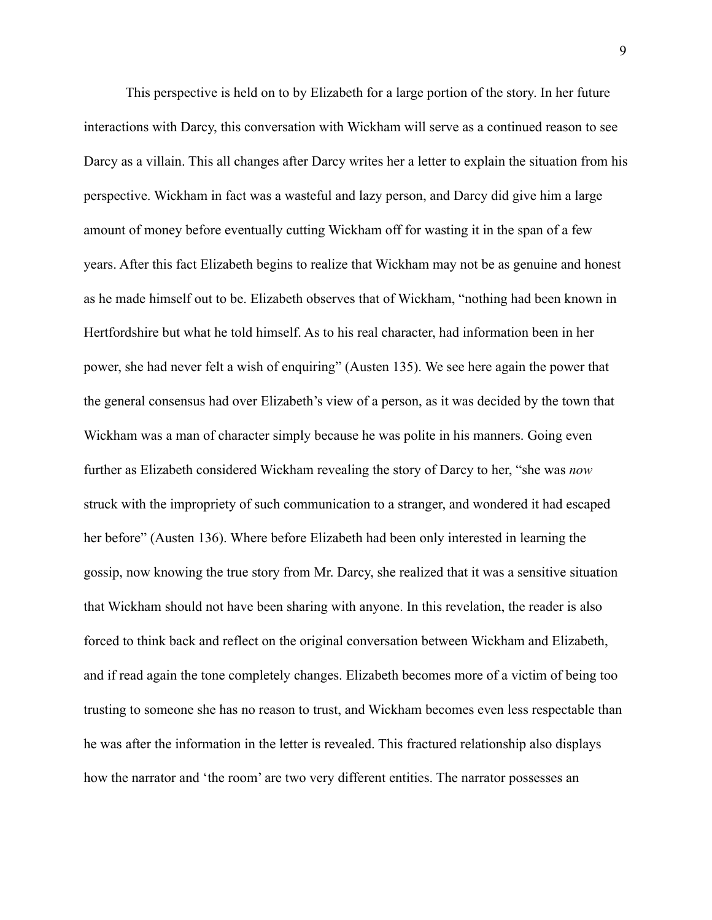This perspective is held on to by Elizabeth for a large portion of the story. In her future interactions with Darcy, this conversation with Wickham will serve as a continued reason to see Darcy as a villain. This all changes after Darcy writes her a letter to explain the situation from his perspective. Wickham in fact was a wasteful and lazy person, and Darcy did give him a large amount of money before eventually cutting Wickham off for wasting it in the span of a few years. After this fact Elizabeth begins to realize that Wickham may not be as genuine and honest as he made himself out to be. Elizabeth observes that of Wickham, "nothing had been known in Hertfordshire but what he told himself. As to his real character, had information been in her power, she had never felt a wish of enquiring" (Austen 135). We see here again the power that the general consensus had over Elizabeth's view of a person, as it was decided by the town that Wickham was a man of character simply because he was polite in his manners. Going even further as Elizabeth considered Wickham revealing the story of Darcy to her, "she was *now* struck with the impropriety of such communication to a stranger, and wondered it had escaped her before" (Austen 136). Where before Elizabeth had been only interested in learning the gossip, now knowing the true story from Mr. Darcy, she realized that it was a sensitive situation that Wickham should not have been sharing with anyone. In this revelation, the reader is also forced to think back and reflect on the original conversation between Wickham and Elizabeth, and if read again the tone completely changes. Elizabeth becomes more of a victim of being too trusting to someone she has no reason to trust, and Wickham becomes even less respectable than he was after the information in the letter is revealed. This fractured relationship also displays how the narrator and 'the room' are two very different entities. The narrator possesses an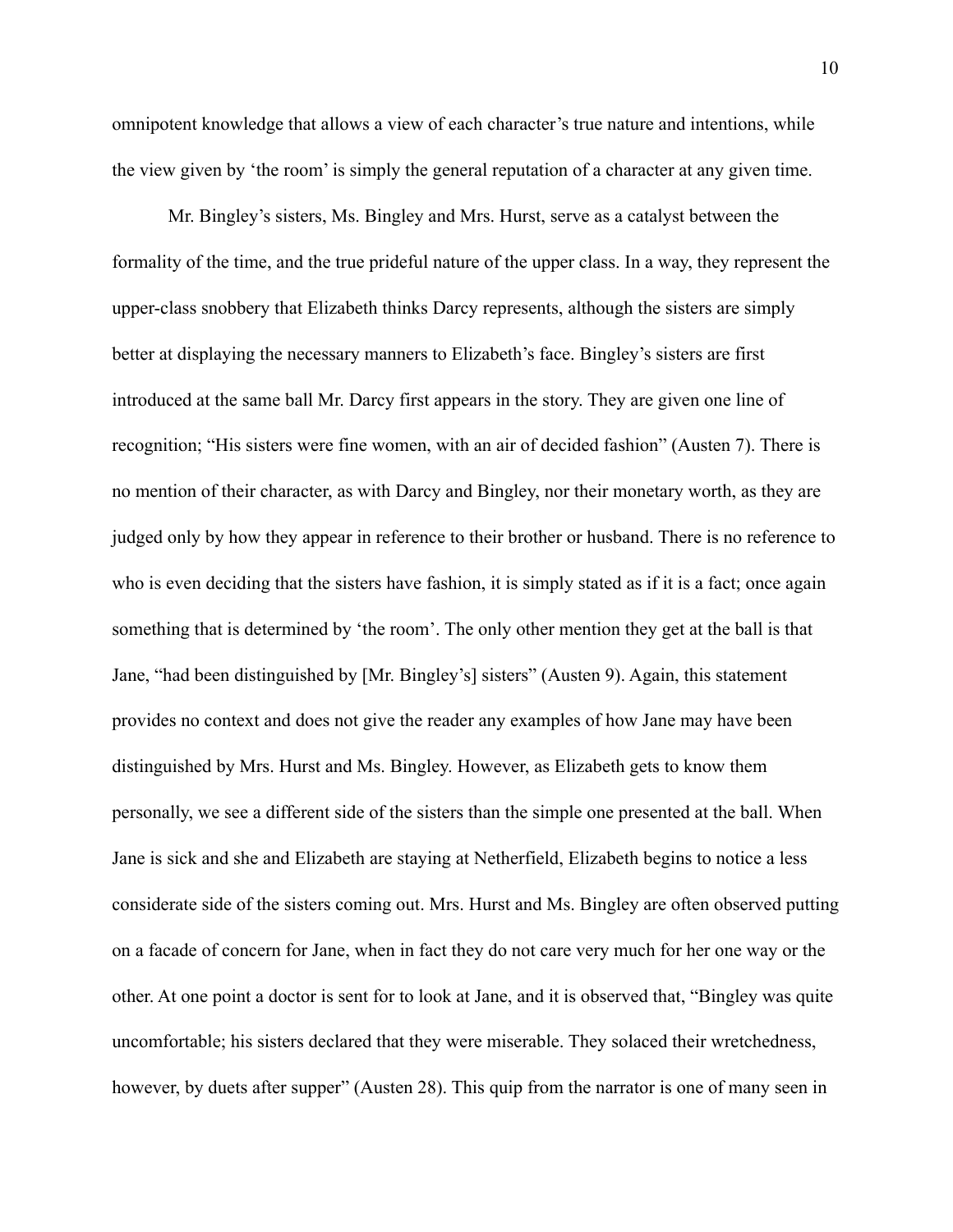omnipotent knowledge that allows a view of each character's true nature and intentions, while the view given by 'the room' is simply the general reputation of a character at any given time.

Mr. Bingley's sisters, Ms. Bingley and Mrs. Hurst, serve as a catalyst between the formality of the time, and the true prideful nature of the upper class. In a way, they represent the upper-class snobbery that Elizabeth thinks Darcy represents, although the sisters are simply better at displaying the necessary manners to Elizabeth's face. Bingley's sisters are first introduced at the same ball Mr. Darcy first appears in the story. They are given one line of recognition; "His sisters were fine women, with an air of decided fashion" (Austen 7). There is no mention of their character, as with Darcy and Bingley, nor their monetary worth, as they are judged only by how they appear in reference to their brother or husband. There is no reference to who is even deciding that the sisters have fashion, it is simply stated as if it is a fact; once again something that is determined by 'the room'. The only other mention they get at the ball is that Jane, "had been distinguished by [Mr. Bingley's] sisters" (Austen 9). Again, this statement provides no context and does not give the reader any examples of how Jane may have been distinguished by Mrs. Hurst and Ms. Bingley. However, as Elizabeth gets to know them personally, we see a different side of the sisters than the simple one presented at the ball. When Jane is sick and she and Elizabeth are staying at Netherfield, Elizabeth begins to notice a less considerate side of the sisters coming out. Mrs. Hurst and Ms. Bingley are often observed putting on a facade of concern for Jane, when in fact they do not care very much for her one way or the other. At one point a doctor is sent for to look at Jane, and it is observed that, "Bingley was quite uncomfortable; his sisters declared that they were miserable. They solaced their wretchedness, however, by duets after supper" (Austen 28). This quip from the narrator is one of many seen in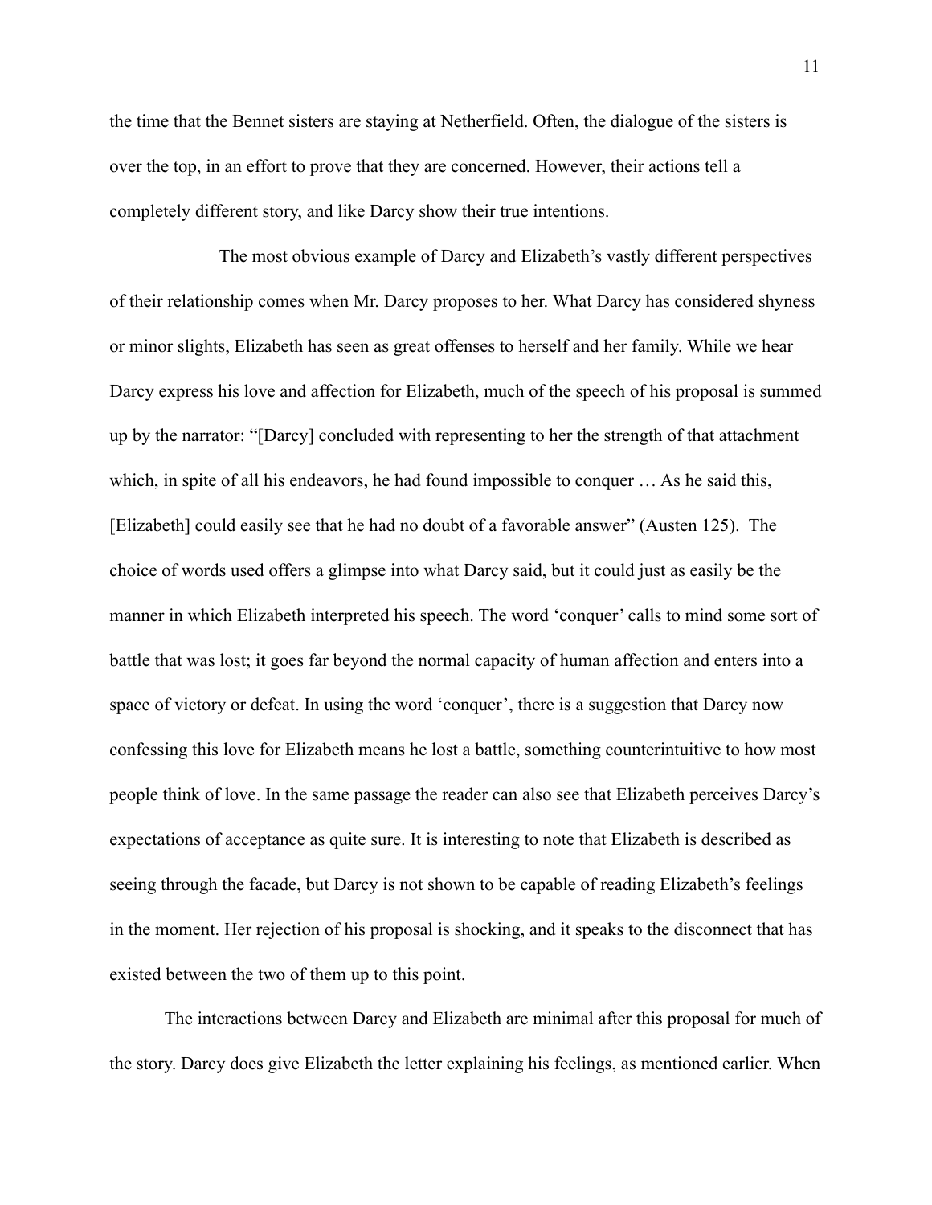the time that the Bennet sisters are staying at Netherfield. Often, the dialogue of the sisters is over the top, in an effort to prove that they are concerned. However, their actions tell a completely different story, and like Darcy show their true intentions.

The most obvious example of Darcy and Elizabeth's vastly different perspectives of their relationship comes when Mr. Darcy proposes to her. What Darcy has considered shyness or minor slights, Elizabeth has seen as great offenses to herself and her family. While we hear Darcy express his love and affection for Elizabeth, much of the speech of his proposal is summed up by the narrator: "[Darcy] concluded with representing to her the strength of that attachment which, in spite of all his endeavors, he had found impossible to conquer … As he said this, [Elizabeth] could easily see that he had no doubt of a favorable answer" (Austen 125). The choice of words used offers a glimpse into what Darcy said, but it could just as easily be the manner in which Elizabeth interpreted his speech. The word 'conquer' calls to mind some sort of battle that was lost; it goes far beyond the normal capacity of human affection and enters into a space of victory or defeat. In using the word 'conquer', there is a suggestion that Darcy now confessing this love for Elizabeth means he lost a battle, something counterintuitive to how most people think of love. In the same passage the reader can also see that Elizabeth perceives Darcy's expectations of acceptance as quite sure. It is interesting to note that Elizabeth is described as seeing through the facade, but Darcy is not shown to be capable of reading Elizabeth's feelings in the moment. Her rejection of his proposal is shocking, and it speaks to the disconnect that has existed between the two of them up to this point.

The interactions between Darcy and Elizabeth are minimal after this proposal for much of the story. Darcy does give Elizabeth the letter explaining his feelings, as mentioned earlier. When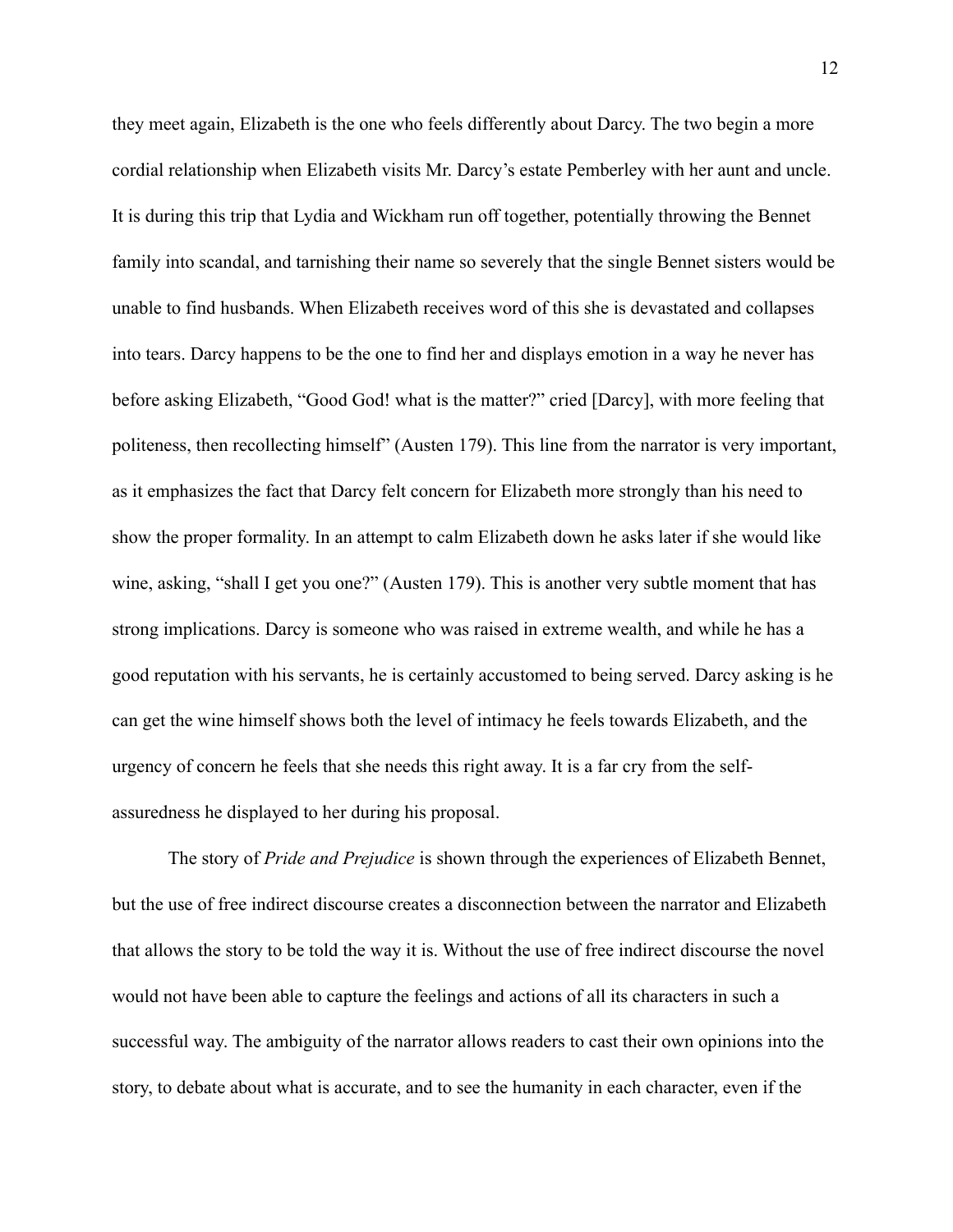they meet again, Elizabeth is the one who feels differently about Darcy. The two begin a more cordial relationship when Elizabeth visits Mr. Darcy's estate Pemberley with her aunt and uncle. It is during this trip that Lydia and Wickham run off together, potentially throwing the Bennet family into scandal, and tarnishing their name so severely that the single Bennet sisters would be unable to find husbands. When Elizabeth receives word of this she is devastated and collapses into tears. Darcy happens to be the one to find her and displays emotion in a way he never has before asking Elizabeth, "Good God! what is the matter?" cried [Darcy], with more feeling that politeness, then recollecting himself" (Austen 179). This line from the narrator is very important, as it emphasizes the fact that Darcy felt concern for Elizabeth more strongly than his need to show the proper formality. In an attempt to calm Elizabeth down he asks later if she would like wine, asking, "shall I get you one?" (Austen 179). This is another very subtle moment that has strong implications. Darcy is someone who was raised in extreme wealth, and while he has a good reputation with his servants, he is certainly accustomed to being served. Darcy asking is he can get the wine himself shows both the level of intimacy he feels towards Elizabeth, and the urgency of concern he feels that she needs this right away. It is a far cry from the self-assuredness he displayed to her during his proposal.

The story of *Pride and Prejudice* is shown through the experiences of Elizabeth Bennet, but the use of free indirect discourse creates a disconnection between the narrator and Elizabeth that allows the story to be told the way it is. Without the use of free indirect discourse the novel would not have been able to capture the feelings and actions of all its characters in such a successful way. The ambiguity of the narrator allows readers to cast their own opinions into the story, to debate about what is accurate, and to see the humanity in each character, even if the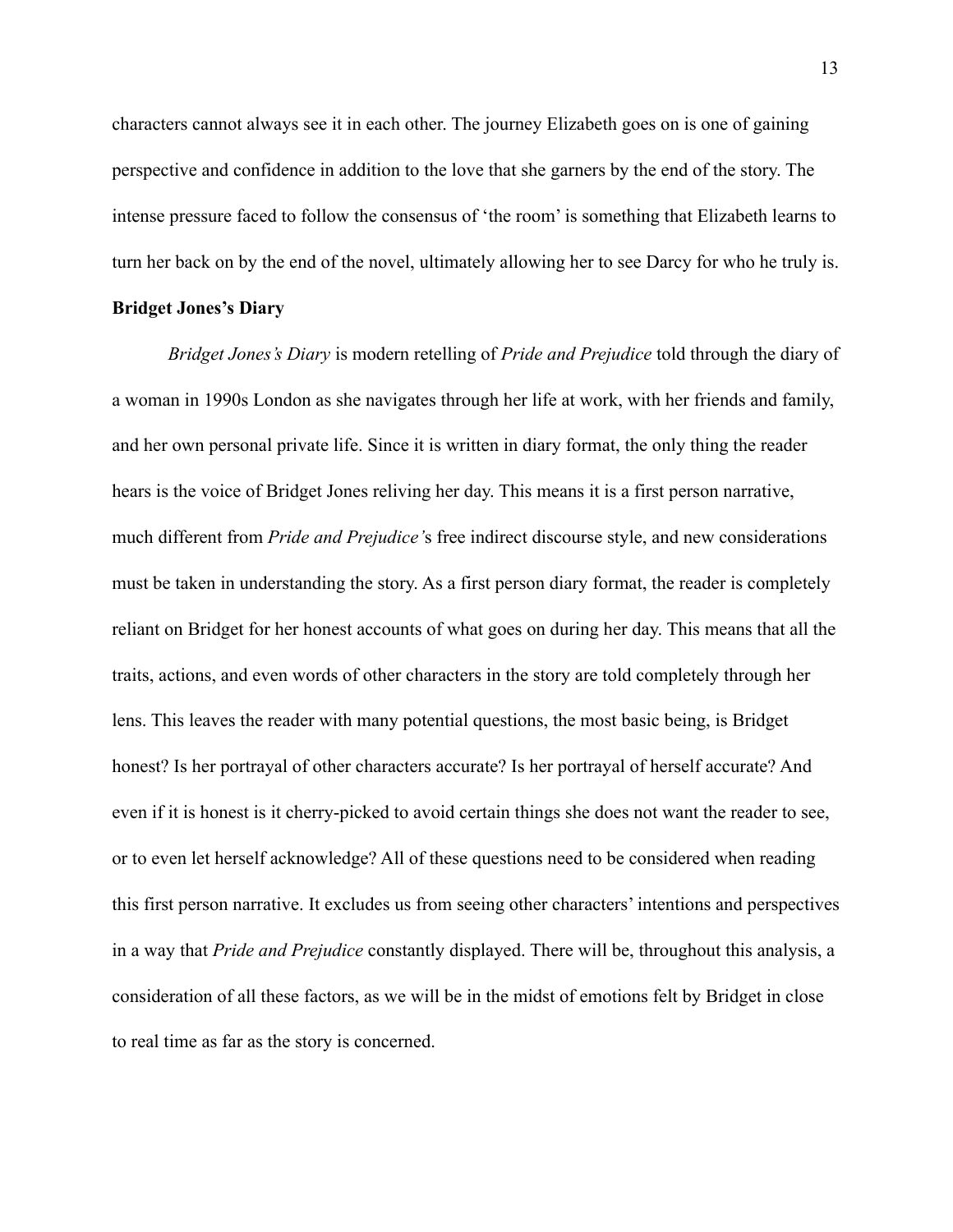characters cannot always see it in each other. The journey Elizabeth goes on is one of gaining perspective and confidence in addition to the love that she garners by the end of the story. The intense pressure faced to follow the consensus of 'the room' is something that Elizabeth learns to turn her back on by the end of the novel, ultimately allowing her to see Darcy for who he truly is.

**Bridget Jones's Diary**

*Bridget Jones's Diary* is modern retelling of *Pride and Prejudice* told through the diary of a woman in 1990s London as she navigates through her life at work, with her friends and family, and her own personal private life. Since it is written in diary format, the only thing the reader hears is the voice of Bridget Jones reliving her day. This means it is a first person narrative, much different from *Pride and Prejudice'*s free indirect discourse style, and new considerations must be taken in understanding the story. As a first person diary format, the reader is completely reliant on Bridget for her honest accounts of what goes on during her day. This means that all the traits, actions, and even words of other characters in the story are told completely through her lens. This leaves the reader with many potential questions, the most basic being, is Bridget honest? Is her portrayal of other characters accurate? Is her portrayal of herself accurate? And even if it is honest is it cherry-picked to avoid certain things she does not want the reader to see, or to even let herself acknowledge? All of these questions need to be considered when reading this first person narrative. It excludes us from seeing other characters' intentions and perspectives in a way that *Pride and Prejudice* constantly displayed. There will be, throughout this analysis, a consideration of all these factors, as we will be in the midst of emotions felt by Bridget in close to real time as far as the story is concerned.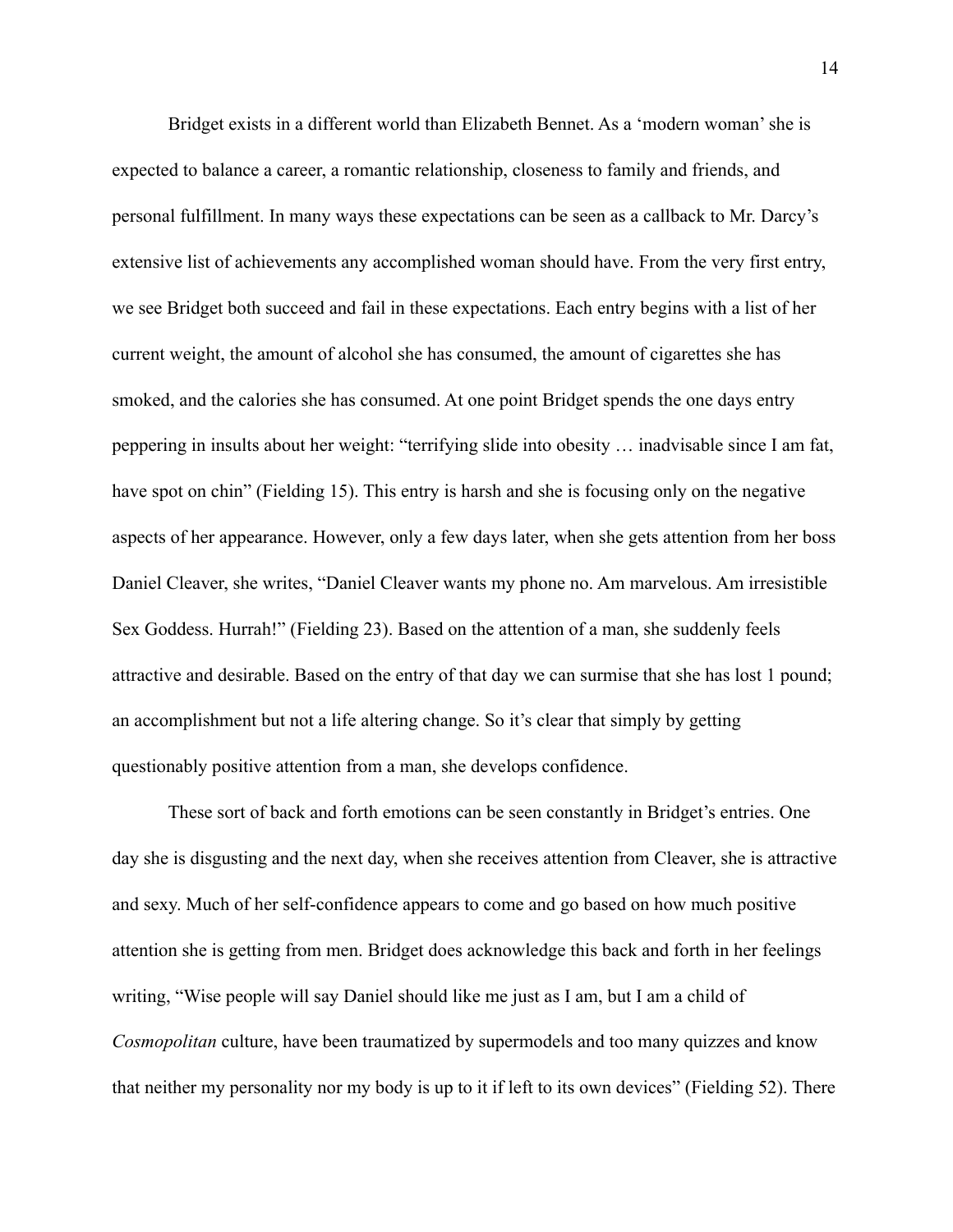Bridget exists in a different world than Elizabeth Bennet. As a 'modern woman' she is expected to balance a career, a romantic relationship, closeness to family and friends, and personal fulfillment. In many ways these expectations can be seen as a callback to Mr. Darcy's extensive list of achievements any accomplished woman should have. From the very first entry, we see Bridget both succeed and fail in these expectations. Each entry begins with a list of her current weight, the amount of alcohol she has consumed, the amount of cigarettes she has smoked, and the calories she has consumed. At one point Bridget spends the one days entry peppering in insults about her weight: "terrifying slide into obesity … inadvisable since I am fat, have spot on chin" (Fielding 15). This entry is harsh and she is focusing only on the negative aspects of her appearance. However, only a few days later, when she gets attention from her boss Daniel Cleaver, she writes, "Daniel Cleaver wants my phone no. Am marvelous. Am irresistible Sex Goddess. Hurrah!" (Fielding 23). Based on the attention of a man, she suddenly feels attractive and desirable. Based on the entry of that day we can surmise that she has lost 1 pound; an accomplishment but not a life altering change. So it's clear that simply by getting questionably positive attention from a man, she develops confidence.

These sort of back and forth emotions can be seen constantly in Bridget's entries. One day she is disgusting and the next day, when she receives attention from Cleaver, she is attractive and sexy. Much of her self-confidence appears to come and go based on how much positive attention she is getting from men. Bridget does acknowledge this back and forth in her feelings writing, "Wise people will say Daniel should like me just as I am, but I am a child of *Cosmopolitan* culture, have been traumatized by supermodels and too many quizzes and know that neither my personality nor my body is up to it if left to its own devices" (Fielding 52). There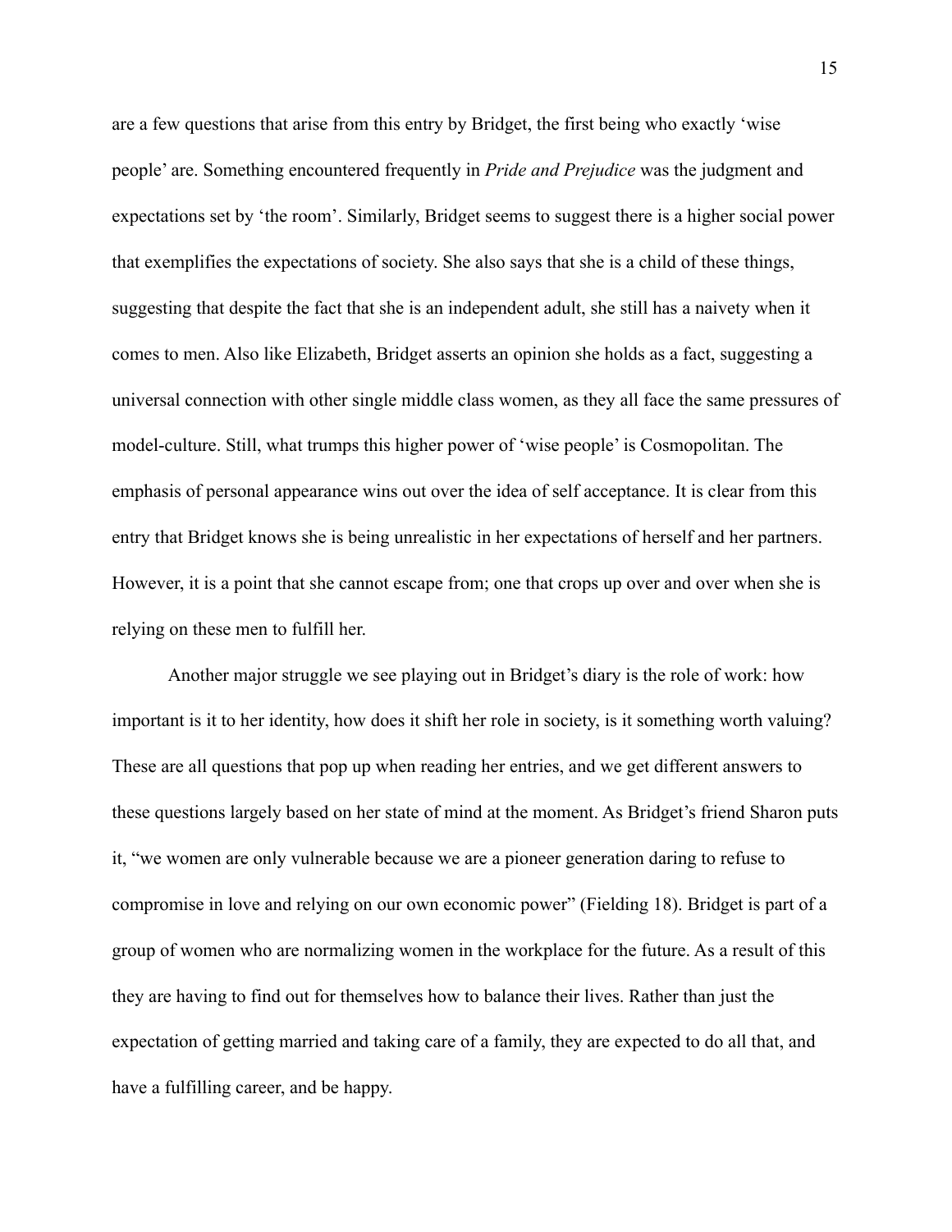are a few questions that arise from this entry by Bridget, the first being who exactly 'wise people' are. Something encountered frequently in *Pride and Prejudice* was the judgment and expectations set by 'the room'. Similarly, Bridget seems to suggest there is a higher social power that exemplifies the expectations of society. She also says that she is a child of these things, suggesting that despite the fact that she is an independent adult, she still has a naivety when it comes to men. Also like Elizabeth, Bridget asserts an opinion she holds as a fact, suggesting a universal connection with other single middle class women, as they all face the same pressures of model-culture. Still, what trumps this higher power of 'wise people' is Cosmopolitan. The emphasis of personal appearance wins out over the idea of self acceptance. It is clear from this entry that Bridget knows she is being unrealistic in her expectations of herself and her partners. However, it is a point that she cannot escape from; one that crops up over and over when she is relying on these men to fulfill her.

Another major struggle we see playing out in Bridget's diary is the role of work: how important is it to her identity, how does it shift her role in society, is it something worth valuing? These are all questions that pop up when reading her entries, and we get different answers to these questions largely based on her state of mind at the moment. As Bridget's friend Sharon puts it, "we women are only vulnerable because we are a pioneer generation daring to refuse to compromise in love and relying on our own economic power" (Fielding 18). Bridget is part of a group of women who are normalizing women in the workplace for the future. As a result of this they are having to find out for themselves how to balance their lives. Rather than just the expectation of getting married and taking care of a family, they are expected to do all that, and have a fulfilling career, and be happy.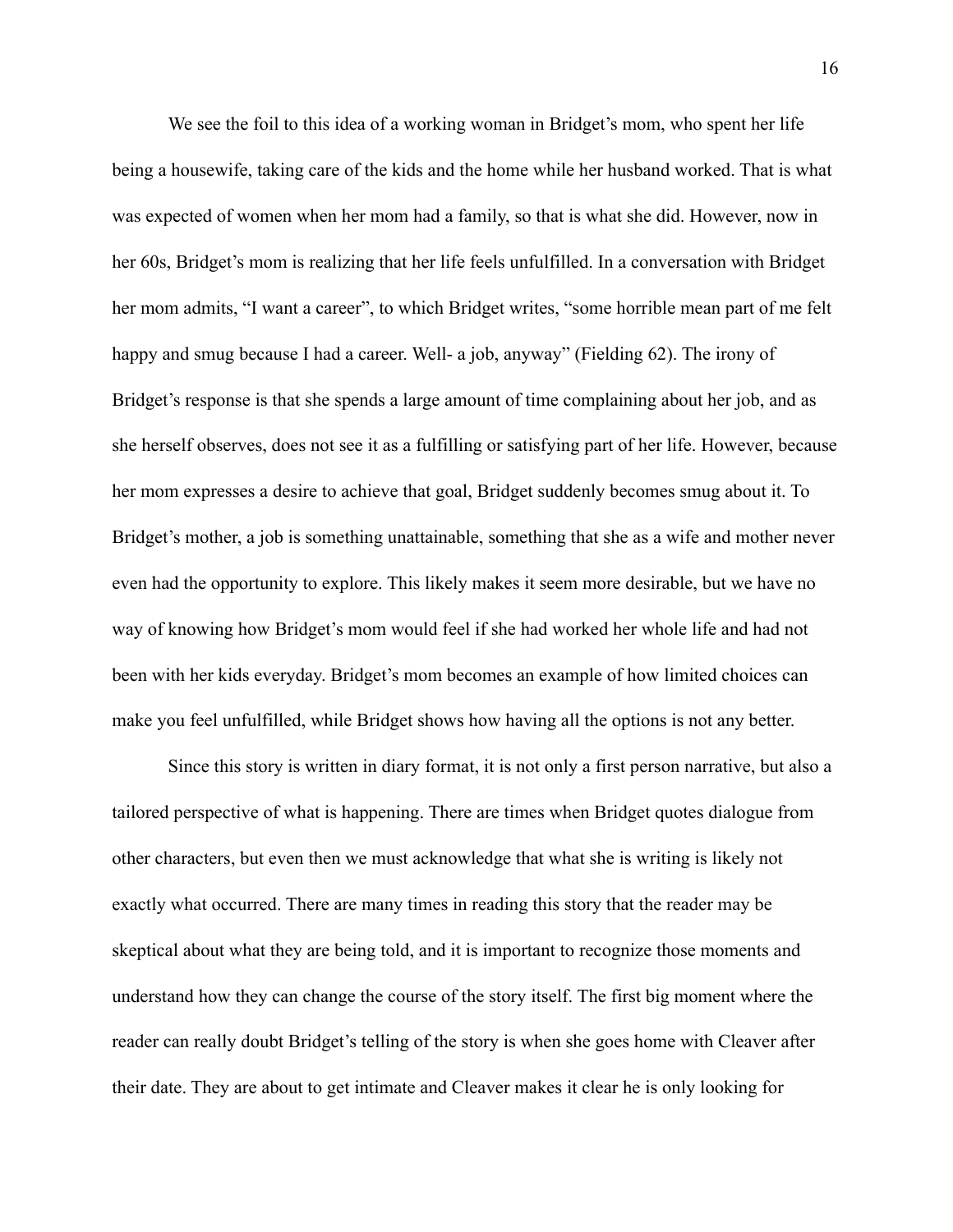We see the foil to this idea of a working woman in Bridget's mom, who spent her life being a housewife, taking care of the kids and the home while her husband worked. That is what was expected of women when her mom had a family, so that is what she did. However, now in her 60s, Bridget's mom is realizing that her life feels unfulfilled. In a conversation with Bridget her mom admits, "I want a career", to which Bridget writes, "some horrible mean part of me felt happy and smug because I had a career. Well- a job, anyway" (Fielding 62). The irony of Bridget's response is that she spends a large amount of time complaining about her job, and as she herself observes, does not see it as a fulfilling or satisfying part of her life. However, because her mom expresses a desire to achieve that goal, Bridget suddenly becomes smug about it. To Bridget's mother, a job is something unattainable, something that she as a wife and mother never even had the opportunity to explore. This likely makes it seem more desirable, but we have no way of knowing how Bridget's mom would feel if she had worked her whole life and had not been with her kids everyday. Bridget's mom becomes an example of how limited choices can make you feel unfulfilled, while Bridget shows how having all the options is not any better.

Since this story is written in diary format, it is not only a first person narrative, but also a tailored perspective of what is happening. There are times when Bridget quotes dialogue from other characters, but even then we must acknowledge that what she is writing is likely not exactly what occurred. There are many times in reading this story that the reader may be skeptical about what they are being told, and it is important to recognize those moments and understand how they can change the course of the story itself. The first big moment where the reader can really doubt Bridget's telling of the story is when she goes home with Cleaver after their date. They are about to get intimate and Cleaver makes it clear he is only looking for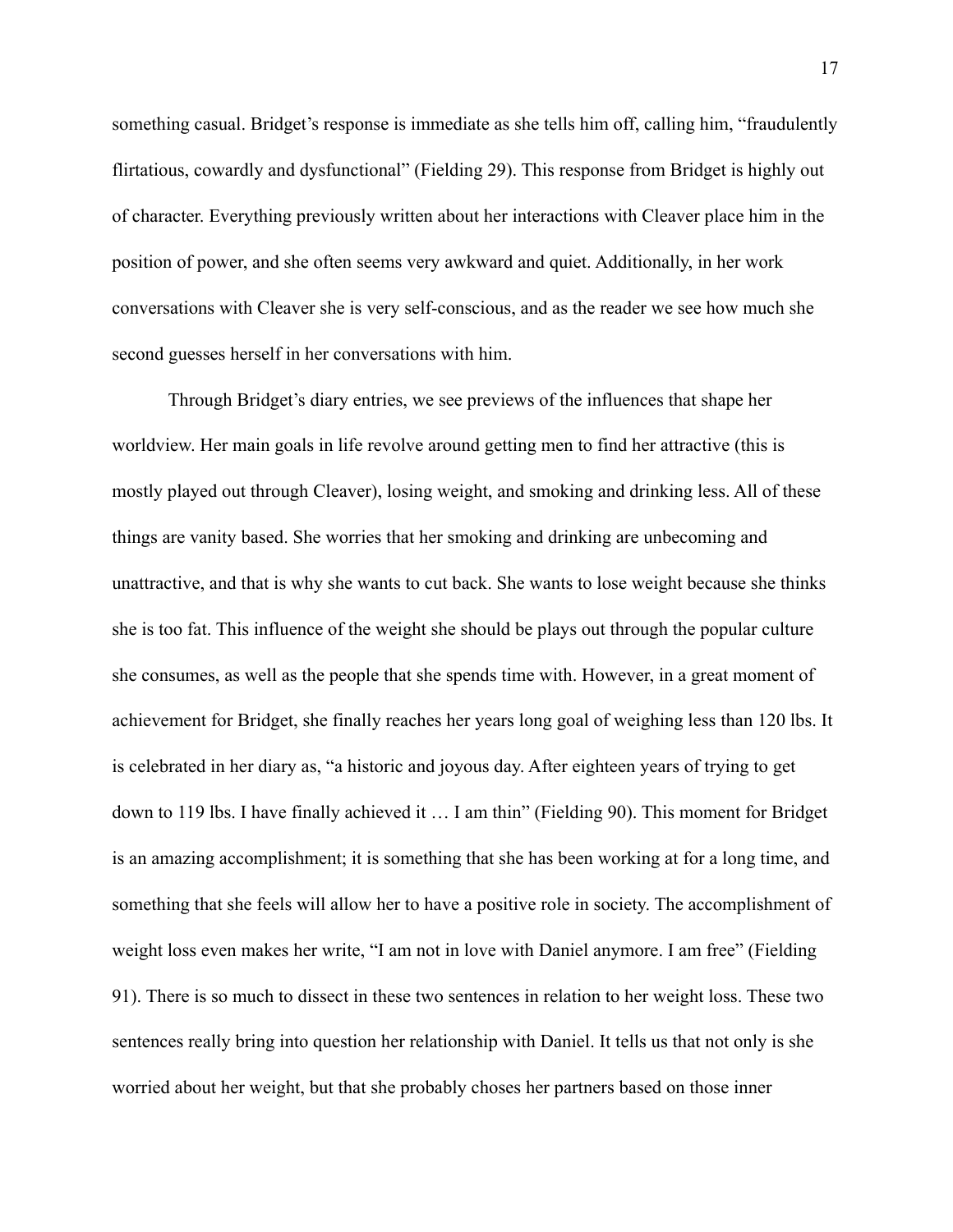something casual. Bridget's response is immediate as she tells him off, calling him, "fraudulently flirtatious, cowardly and dysfunctional" (Fielding 29). This response from Bridget is highly out of character. Everything previously written about her interactions with Cleaver place him in the position of power, and she often seems very awkward and quiet. Additionally, in her work conversations with Cleaver she is very self-conscious, and as the reader we see how much she second guesses herself in her conversations with him.

Through Bridget's diary entries, we see previews of the influences that shape her worldview. Her main goals in life revolve around getting men to find her attractive (this is mostly played out through Cleaver), losing weight, and smoking and drinking less. All of these things are vanity based. She worries that her smoking and drinking are unbecoming and unattractive, and that is why she wants to cut back. She wants to lose weight because she thinks she is too fat. This influence of the weight she should be plays out through the popular culture she consumes, as well as the people that she spends time with. However, in a great moment of achievement for Bridget, she finally reaches her years long goal of weighing less than 120 lbs. It is celebrated in her diary as, "a historic and joyous day. After eighteen years of trying to get down to 119 lbs. I have finally achieved it … I am thin" (Fielding 90). This moment for Bridget is an amazing accomplishment; it is something that she has been working at for a long time, and something that she feels will allow her to have a positive role in society. The accomplishment of weight loss even makes her write, "I am not in love with Daniel anymore. I am free" (Fielding 91). There is so much to dissect in these two sentences in relation to her weight loss. These two sentences really bring into question her relationship with Daniel. It tells us that not only is she worried about her weight, but that she probably choses her partners based on those inner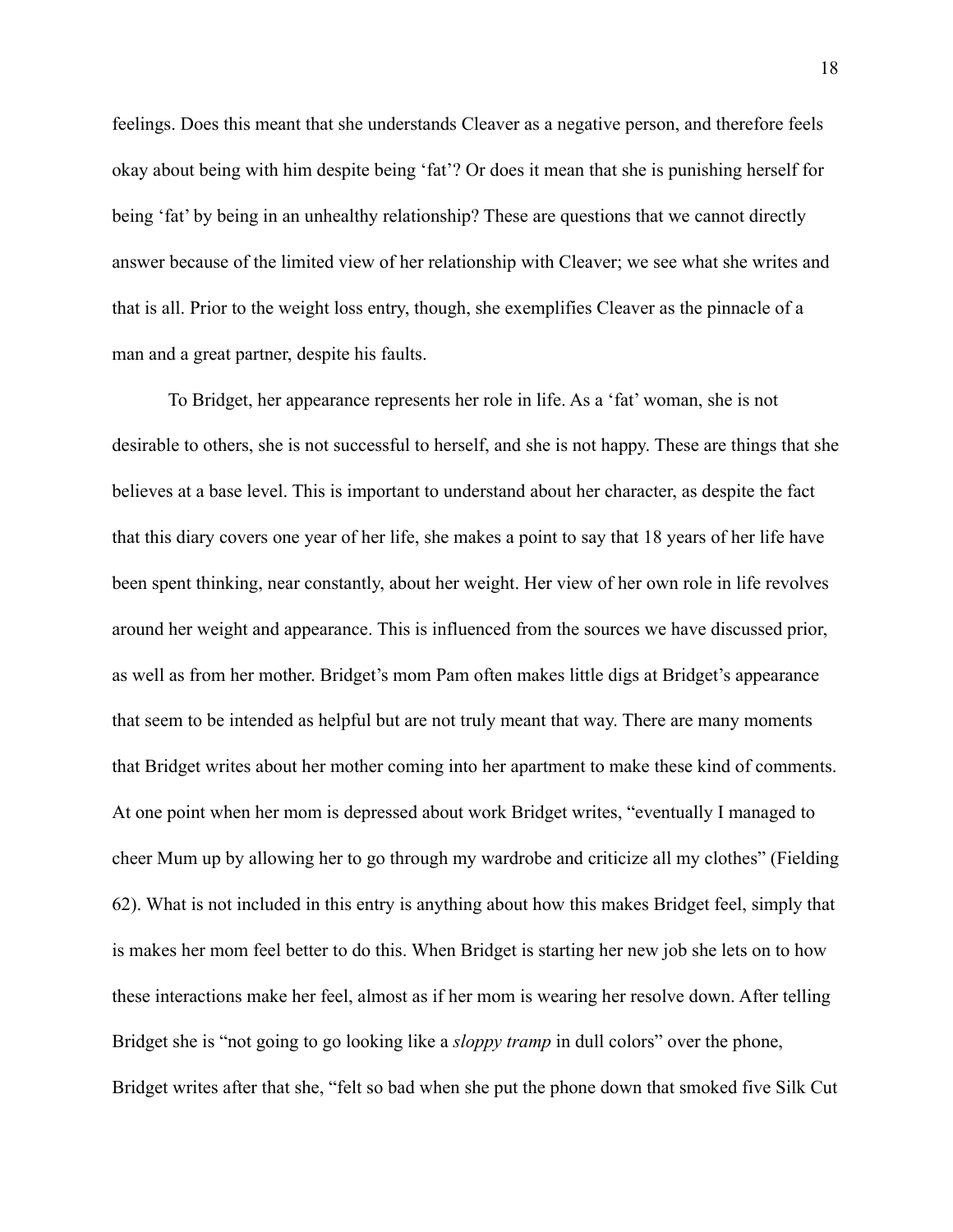feelings. Does this meant that she understands Cleaver as a negative person, and therefore feels okay about being with him despite being 'fat'? Or does it mean that she is punishing herself for being 'fat' by being in an unhealthy relationship? These are questions that we cannot directly answer because of the limited view of her relationship with Cleaver; we see what she writes and that is all. Prior to the weight loss entry, though, she exemplifies Cleaver as the pinnacle of a man and a great partner, despite his faults.

To Bridget, her appearance represents her role in life. As a 'fat' woman, she is not desirable to others, she is not successful to herself, and she is not happy. These are things that she believes at a base level. This is important to understand about her character, as despite the fact that this diary covers one year of her life, she makes a point to say that 18 years of her life have been spent thinking, near constantly, about her weight. Her view of her own role in life revolves around her weight and appearance. This is influenced from the sources we have discussed prior, as well as from her mother. Bridget's mom Pam often makes little digs at Bridget's appearance that seem to be intended as helpful but are not truly meant that way. There are many moments that Bridget writes about her mother coming into her apartment to make these kind of comments. At one point when her mom is depressed about work Bridget writes, "eventually I managed to cheer Mum up by allowing her to go through my wardrobe and criticize all my clothes" (Fielding 62). What is not included in this entry is anything about how this makes Bridget feel, simply that is makes her mom feel better to do this. When Bridget is starting her new job she lets on to how these interactions make her feel, almost as if her mom is wearing her resolve down. After telling Bridget she is "not going to go looking like a *sloppy tramp* in dull colors" over the phone, Bridget writes after that she, "felt so bad when she put the phone down that smoked five Silk Cut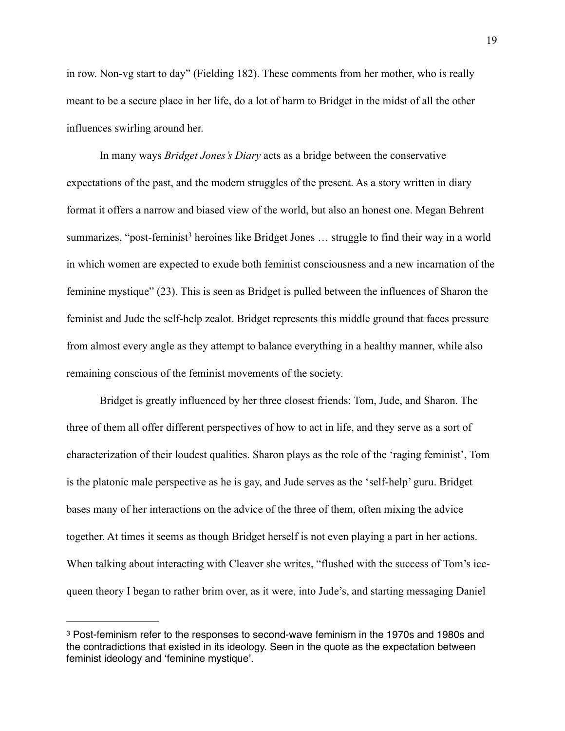in row. Non-vg start to day" (Fielding 182). These comments from her mother, who is really meant to be a secure place in her life, do a lot of harm to Bridget in the midst of all the other influences swirling around her.

In many ways *Bridget Jones's Diary* acts as a bridge between the conservative expectations of the past, and the modern struggles of the present. As a story written in diary format it offers a narrow and biased view of the world, but also an honest one. Megan Behrent summarizes, "post-feminist[3] heroines like Bridget Jones … struggle to find their way in a world in which women are expected to exude both feminist consciousness and a new incarnation of the feminine mystique" (23). This is seen as Bridget is pulled between the influences of Sharon the feminist and Jude the self-help zealot. Bridget represents this middle ground that faces pressure from almost every angle as they attempt to balance everything in a healthy manner, while also remaining conscious of the feminist movements of the society.

Bridget is greatly influenced by her three closest friends: Tom, Jude, and Sharon. The three of them all offer different perspectives of how to act in life, and they serve as a sort of characterization of their loudest qualities. Sharon plays as the role of the 'raging feminist', Tom is the platonic male perspective as he is gay, and Jude serves as the 'self-help' guru. Bridget bases many of her interactions on the advice of the three of them, often mixing the advice together. At times it seems as though Bridget herself is not even playing a part in her actions. When talking about interacting with Cleaver she writes, "flushed with the success of Tom's ice-queen theory I began to rather brim over, as it were, into Jude's, and starting messaging Daniel

---

[3] Post-feminism refer to the responses to second-wave feminism in the 1970s and 1980s and the contradictions that existed in its ideology. Seen in the quote as the expectation between feminist ideology and 'feminine mystique'.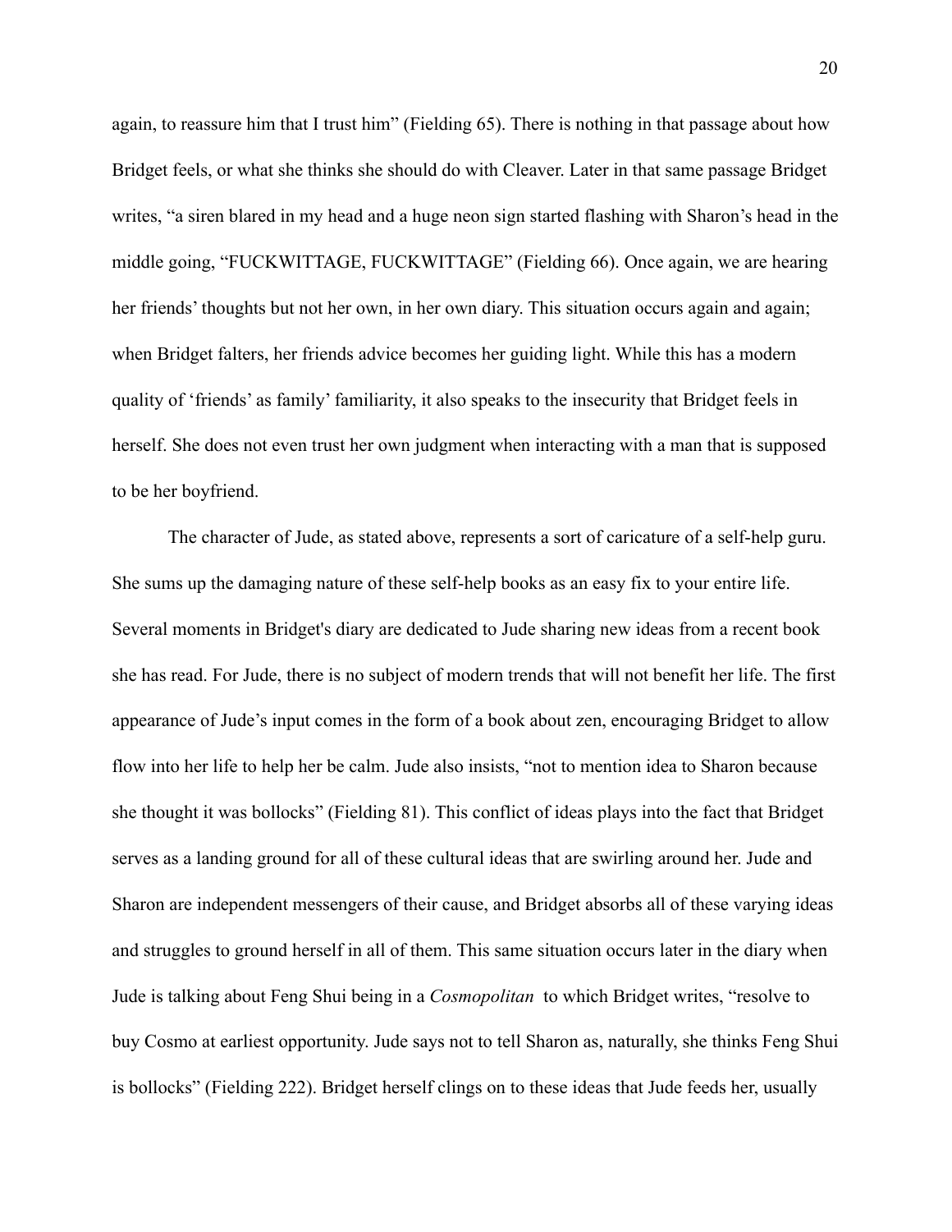again, to reassure him that I trust him" (Fielding 65). There is nothing in that passage about how Bridget feels, or what she thinks she should do with Cleaver. Later in that same passage Bridget writes, "a siren blared in my head and a huge neon sign started flashing with Sharon's head in the middle going, "FUCKWITTAGE, FUCKWITTAGE" (Fielding 66). Once again, we are hearing her friends' thoughts but not her own, in her own diary. This situation occurs again and again; when Bridget falters, her friends advice becomes her guiding light. While this has a modern quality of 'friends' as family' familiarity, it also speaks to the insecurity that Bridget feels in herself. She does not even trust her own judgment when interacting with a man that is supposed to be her boyfriend.

The character of Jude, as stated above, represents a sort of caricature of a self-help guru. She sums up the damaging nature of these self-help books as an easy fix to your entire life. Several moments in Bridget's diary are dedicated to Jude sharing new ideas from a recent book she has read. For Jude, there is no subject of modern trends that will not benefit her life. The first appearance of Jude's input comes in the form of a book about zen, encouraging Bridget to allow flow into her life to help her be calm. Jude also insists, "not to mention idea to Sharon because she thought it was bollocks" (Fielding 81). This conflict of ideas plays into the fact that Bridget serves as a landing ground for all of these cultural ideas that are swirling around her. Jude and Sharon are independent messengers of their cause, and Bridget absorbs all of these varying ideas and struggles to ground herself in all of them. This same situation occurs later in the diary when Jude is talking about Feng Shui being in a *Cosmopolitan* to which Bridget writes, "resolve to buy Cosmo at earliest opportunity. Jude says not to tell Sharon as, naturally, she thinks Feng Shui is bollocks" (Fielding 222). Bridget herself clings on to these ideas that Jude feeds her, usually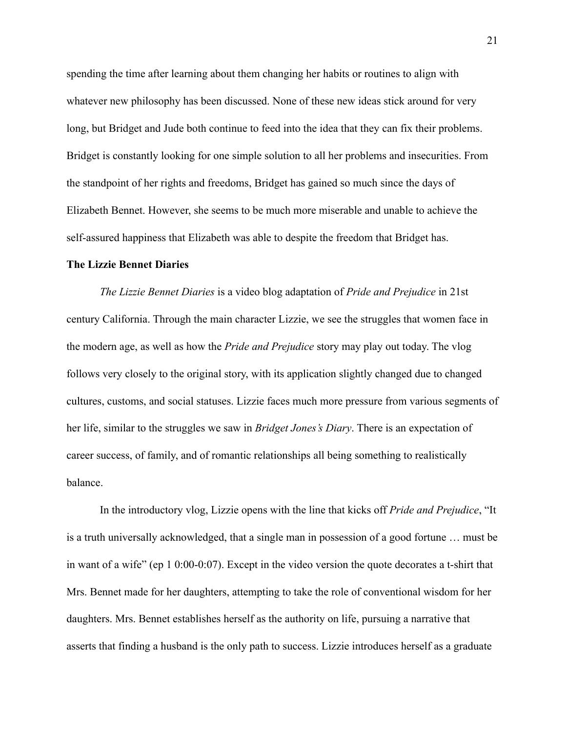spending the time after learning about them changing her habits or routines to align with whatever new philosophy has been discussed. None of these new ideas stick around for very long, but Bridget and Jude both continue to feed into the idea that they can fix their problems. Bridget is constantly looking for one simple solution to all her problems and insecurities. From the standpoint of her rights and freedoms, Bridget has gained so much since the days of Elizabeth Bennet. However, she seems to be much more miserable and unable to achieve the self-assured happiness that Elizabeth was able to despite the freedom that Bridget has.

**The Lizzie Bennet Diaries**

*The Lizzie Bennet Diaries* is a video blog adaptation of *Pride and Prejudice* in 21st century California. Through the main character Lizzie, we see the struggles that women face in the modern age, as well as how the *Pride and Prejudice* story may play out today. The vlog follows very closely to the original story, with its application slightly changed due to changed cultures, customs, and social statuses. Lizzie faces much more pressure from various segments of her life, similar to the struggles we saw in *Bridget Jones's Diary*. There is an expectation of career success, of family, and of romantic relationships all being something to realistically balance.

In the introductory vlog, Lizzie opens with the line that kicks off *Pride and Prejudice*, "It is a truth universally acknowledged, that a single man in possession of a good fortune … must be in want of a wife" (ep 1 0:00-0:07). Except in the video version the quote decorates a t-shirt that Mrs. Bennet made for her daughters, attempting to take the role of conventional wisdom for her daughters. Mrs. Bennet establishes herself as the authority on life, pursuing a narrative that asserts that finding a husband is the only path to success. Lizzie introduces herself as a graduate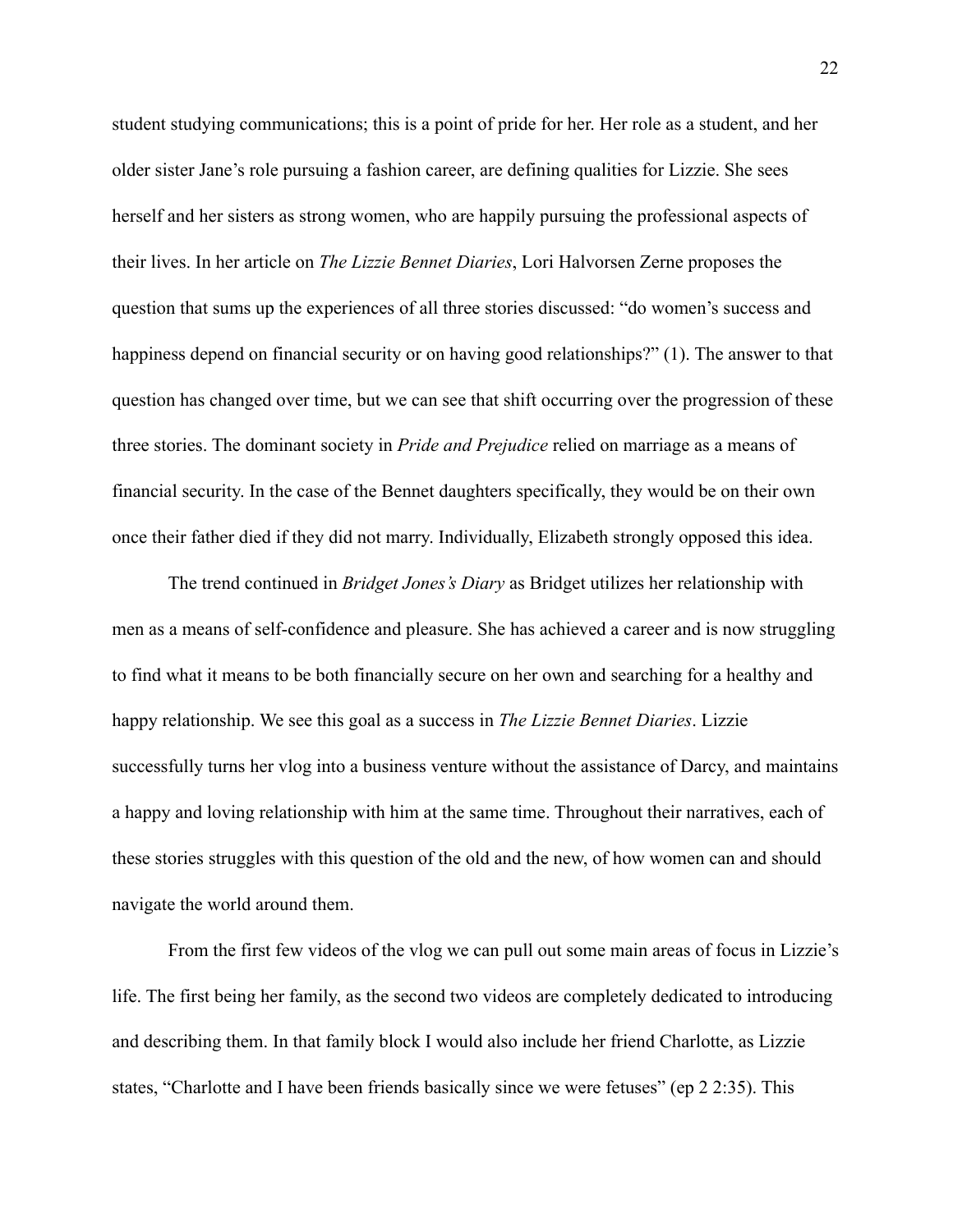student studying communications; this is a point of pride for her. Her role as a student, and her older sister Jane's role pursuing a fashion career, are defining qualities for Lizzie. She sees herself and her sisters as strong women, who are happily pursuing the professional aspects of their lives. In her article on *The Lizzie Bennet Diaries*, Lori Halvorsen Zerne proposes the question that sums up the experiences of all three stories discussed: "do women's success and happiness depend on financial security or on having good relationships?" (1). The answer to that question has changed over time, but we can see that shift occurring over the progression of these three stories. The dominant society in *Pride and Prejudice* relied on marriage as a means of financial security. In the case of the Bennet daughters specifically, they would be on their own once their father died if they did not marry. Individually, Elizabeth strongly opposed this idea.

The trend continued in *Bridget Jones's Diary* as Bridget utilizes her relationship with men as a means of self-confidence and pleasure. She has achieved a career and is now struggling to find what it means to be both financially secure on her own and searching for a healthy and happy relationship. We see this goal as a success in *The Lizzie Bennet Diaries*. Lizzie successfully turns her vlog into a business venture without the assistance of Darcy, and maintains a happy and loving relationship with him at the same time. Throughout their narratives, each of these stories struggles with this question of the old and the new, of how women can and should navigate the world around them.

From the first few videos of the vlog we can pull out some main areas of focus in Lizzie's life. The first being her family, as the second two videos are completely dedicated to introducing and describing them. In that family block I would also include her friend Charlotte, as Lizzie states, "Charlotte and I have been friends basically since we were fetuses" (ep 2 2:35). This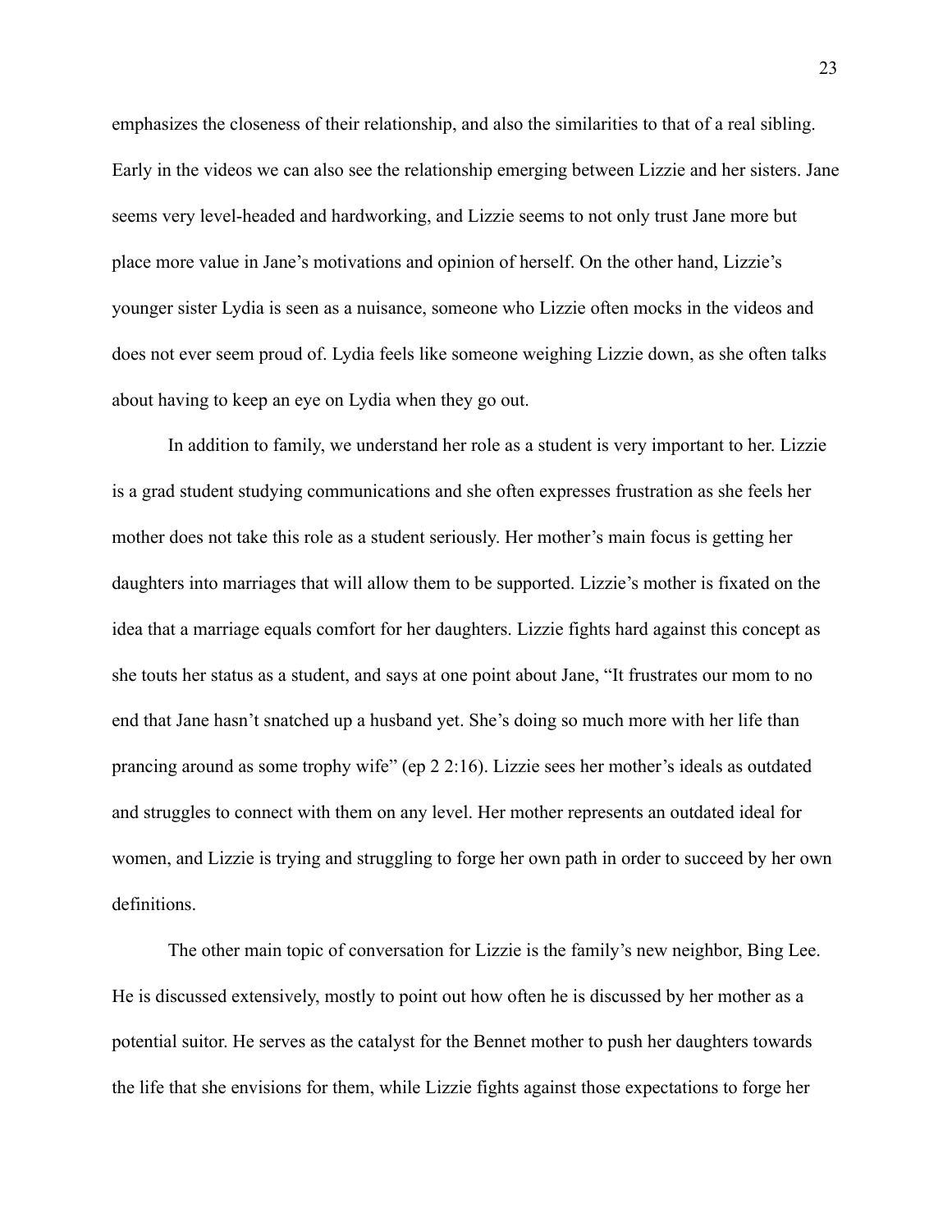emphasizes the closeness of their relationship, and also the similarities to that of a real sibling. Early in the videos we can also see the relationship emerging between Lizzie and her sisters. Jane seems very level-headed and hardworking, and Lizzie seems to not only trust Jane more but place more value in Jane's motivations and opinion of herself. On the other hand, Lizzie's younger sister Lydia is seen as a nuisance, someone who Lizzie often mocks in the videos and does not ever seem proud of. Lydia feels like someone weighing Lizzie down, as she often talks about having to keep an eye on Lydia when they go out.

In addition to family, we understand her role as a student is very important to her. Lizzie is a grad student studying communications and she often expresses frustration as she feels her mother does not take this role as a student seriously. Her mother's main focus is getting her daughters into marriages that will allow them to be supported. Lizzie's mother is fixated on the idea that a marriage equals comfort for her daughters. Lizzie fights hard against this concept as she touts her status as a student, and says at one point about Jane, "It frustrates our mom to no end that Jane hasn't snatched up a husband yet. She's doing so much more with her life than prancing around as some trophy wife" (ep 2 2:16). Lizzie sees her mother's ideals as outdated and struggles to connect with them on any level. Her mother represents an outdated ideal for women, and Lizzie is trying and struggling to forge her own path in order to succeed by her own definitions.

The other main topic of conversation for Lizzie is the family's new neighbor, Bing Lee. He is discussed extensively, mostly to point out how often he is discussed by her mother as a potential suitor. He serves as the catalyst for the Bennet mother to push her daughters towards the life that she envisions for them, while Lizzie fights against those expectations to forge her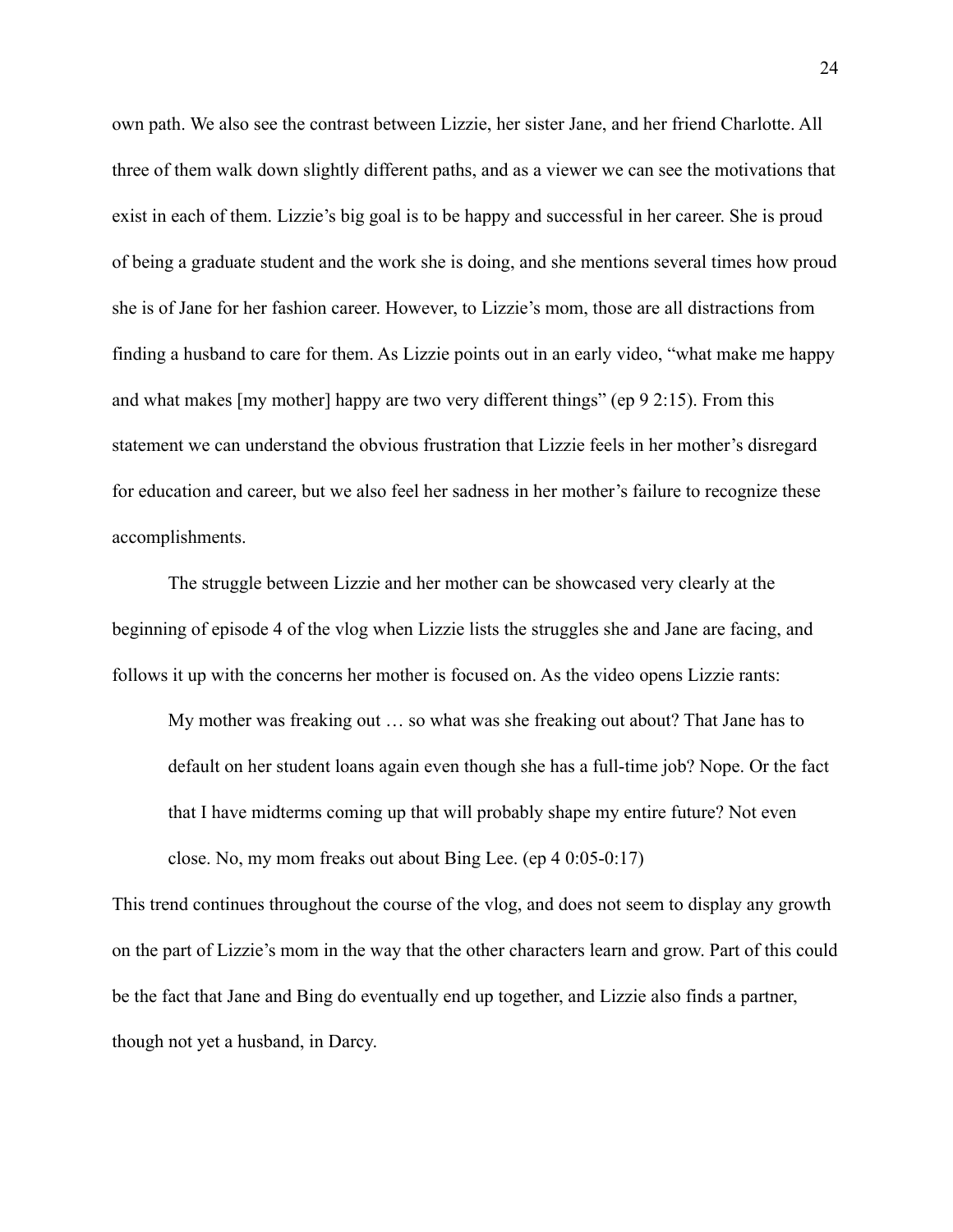own path. We also see the contrast between Lizzie, her sister Jane, and her friend Charlotte. All three of them walk down slightly different paths, and as a viewer we can see the motivations that exist in each of them. Lizzie's big goal is to be happy and successful in her career. She is proud of being a graduate student and the work she is doing, and she mentions several times how proud she is of Jane for her fashion career. However, to Lizzie's mom, those are all distractions from finding a husband to care for them. As Lizzie points out in an early video, "what make me happy and what makes [my mother] happy are two very different things" (ep 9 2:15). From this statement we can understand the obvious frustration that Lizzie feels in her mother's disregard for education and career, but we also feel her sadness in her mother's failure to recognize these accomplishments.

The struggle between Lizzie and her mother can be showcased very clearly at the beginning of episode 4 of the vlog when Lizzie lists the struggles she and Jane are facing, and follows it up with the concerns her mother is focused on. As the video opens Lizzie rants:

> My mother was freaking out … so what was she freaking out about? That Jane has to default on her student loans again even though she has a full-time job? Nope. Or the fact that I have midterms coming up that will probably shape my entire future? Not even close. No, my mom freaks out about Bing Lee. (ep 4 0:05-0:17)

This trend continues throughout the course of the vlog, and does not seem to display any growth on the part of Lizzie's mom in the way that the other characters learn and grow. Part of this could be the fact that Jane and Bing do eventually end up together, and Lizzie also finds a partner, though not yet a husband, in Darcy.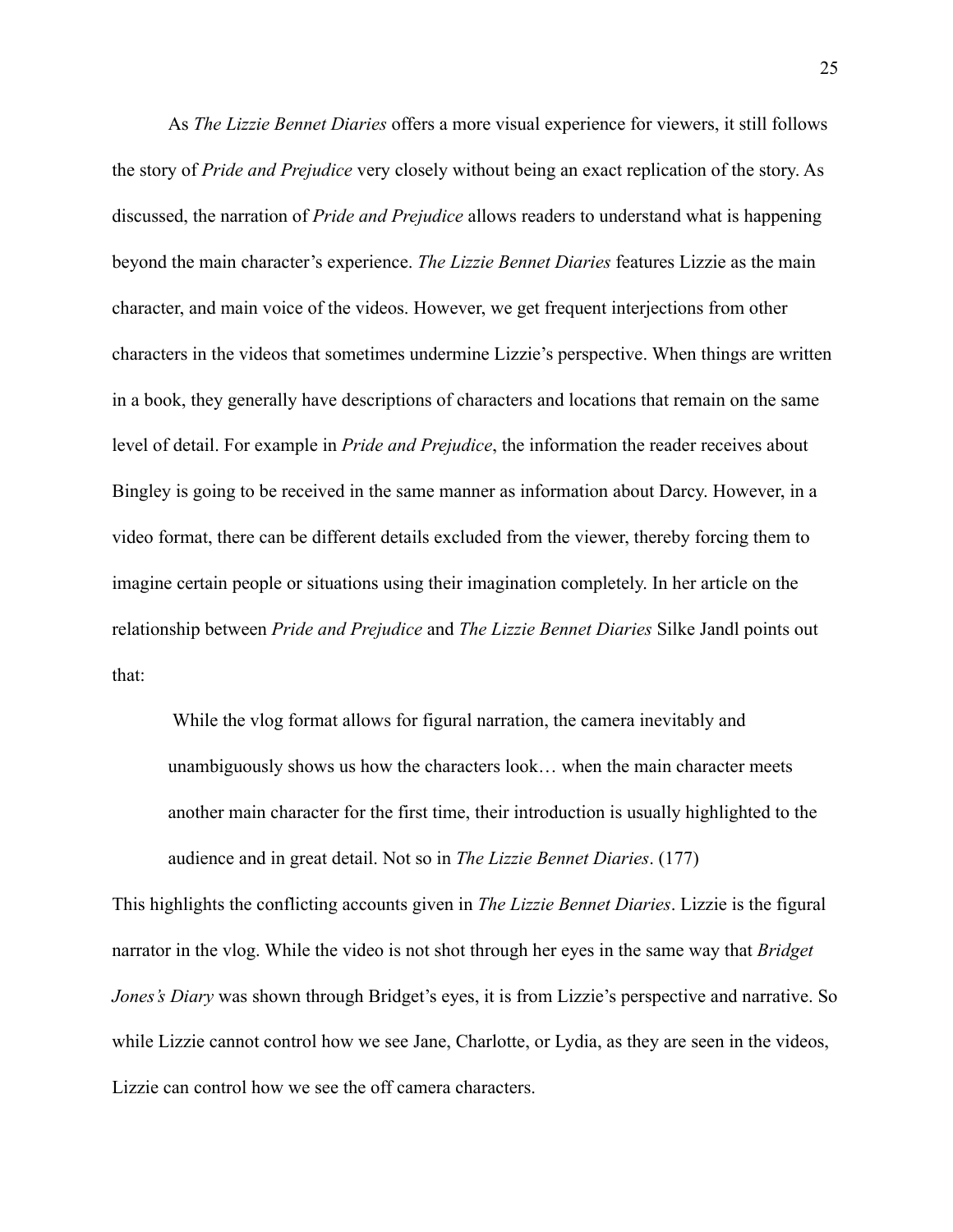As *The Lizzie Bennet Diaries* offers a more visual experience for viewers, it still follows the story of *Pride and Prejudice* very closely without being an exact replication of the story. As discussed, the narration of *Pride and Prejudice* allows readers to understand what is happening beyond the main character's experience. *The Lizzie Bennet Diaries* features Lizzie as the main character, and main voice of the videos. However, we get frequent interjections from other characters in the videos that sometimes undermine Lizzie's perspective. When things are written in a book, they generally have descriptions of characters and locations that remain on the same level of detail. For example in *Pride and Prejudice*, the information the reader receives about Bingley is going to be received in the same manner as information about Darcy. However, in a video format, there can be different details excluded from the viewer, thereby forcing them to imagine certain people or situations using their imagination completely. In her article on the relationship between *Pride and Prejudice* and *The Lizzie Bennet Diaries* Silke Jandl points out that:

> While the vlog format allows for figural narration, the camera inevitably and unambiguously shows us how the characters look… when the main character meets another main character for the first time, their introduction is usually highlighted to the audience and in great detail. Not so in *The Lizzie Bennet Diaries*. (177)

This highlights the conflicting accounts given in *The Lizzie Bennet Diaries*. Lizzie is the figural narrator in the vlog. While the video is not shot through her eyes in the same way that *Bridget Jones's Diary* was shown through Bridget's eyes, it is from Lizzie's perspective and narrative. So while Lizzie cannot control how we see Jane, Charlotte, or Lydia, as they are seen in the videos, Lizzie can control how we see the off camera characters.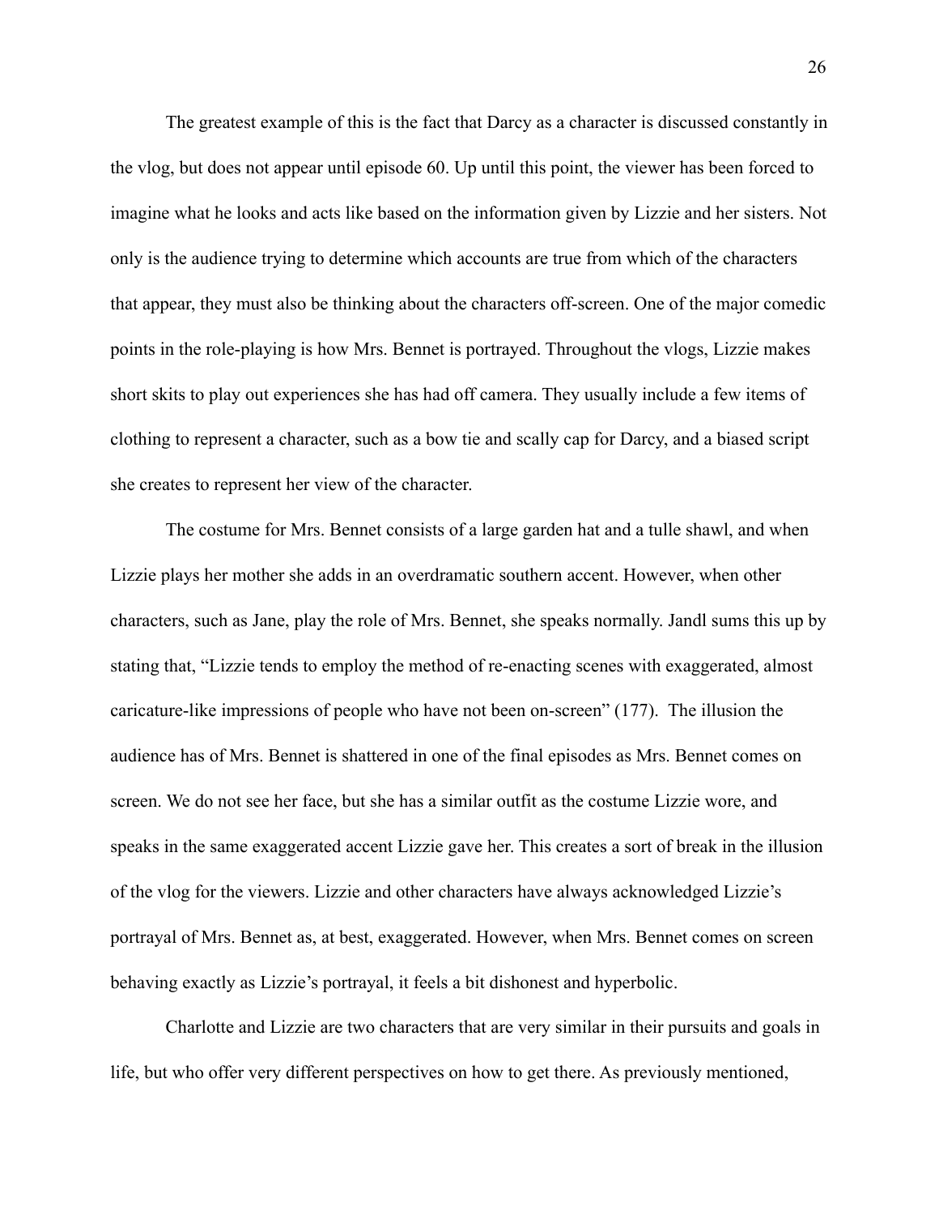The greatest example of this is the fact that Darcy as a character is discussed constantly in the vlog, but does not appear until episode 60. Up until this point, the viewer has been forced to imagine what he looks and acts like based on the information given by Lizzie and her sisters. Not only is the audience trying to determine which accounts are true from which of the characters that appear, they must also be thinking about the characters off-screen. One of the major comedic points in the role-playing is how Mrs. Bennet is portrayed. Throughout the vlogs, Lizzie makes short skits to play out experiences she has had off camera. They usually include a few items of clothing to represent a character, such as a bow tie and scally cap for Darcy, and a biased script she creates to represent her view of the character.

The costume for Mrs. Bennet consists of a large garden hat and a tulle shawl, and when Lizzie plays her mother she adds in an overdramatic southern accent. However, when other characters, such as Jane, play the role of Mrs. Bennet, she speaks normally. Jandl sums this up by stating that, "Lizzie tends to employ the method of re-enacting scenes with exaggerated, almost caricature-like impressions of people who have not been on-screen" (177). The illusion the audience has of Mrs. Bennet is shattered in one of the final episodes as Mrs. Bennet comes on screen. We do not see her face, but she has a similar outfit as the costume Lizzie wore, and speaks in the same exaggerated accent Lizzie gave her. This creates a sort of break in the illusion of the vlog for the viewers. Lizzie and other characters have always acknowledged Lizzie's portrayal of Mrs. Bennet as, at best, exaggerated. However, when Mrs. Bennet comes on screen behaving exactly as Lizzie's portrayal, it feels a bit dishonest and hyperbolic.

Charlotte and Lizzie are two characters that are very similar in their pursuits and goals in life, but who offer very different perspectives on how to get there. As previously mentioned,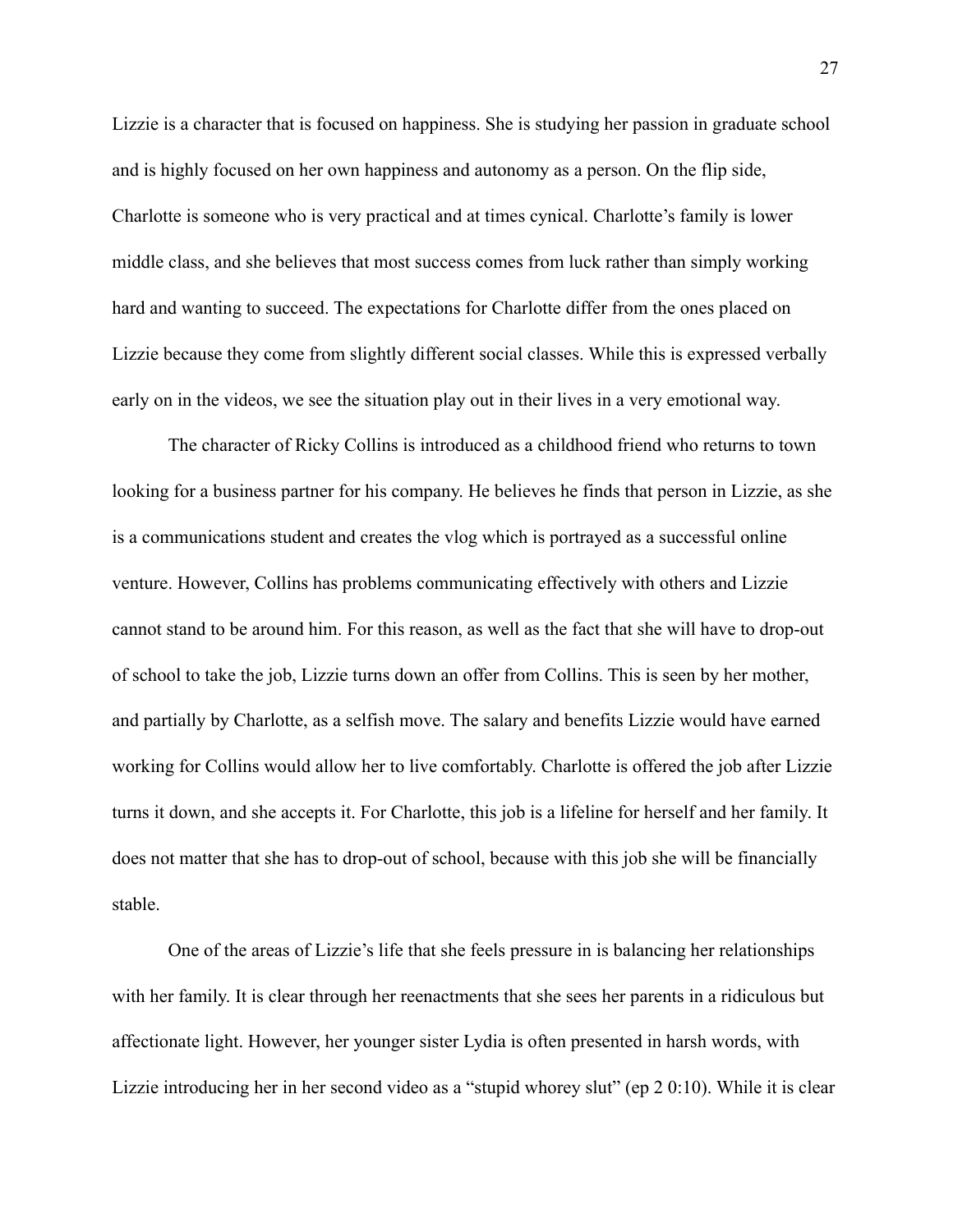Lizzie is a character that is focused on happiness. She is studying her passion in graduate school and is highly focused on her own happiness and autonomy as a person. On the flip side, Charlotte is someone who is very practical and at times cynical. Charlotte's family is lower middle class, and she believes that most success comes from luck rather than simply working hard and wanting to succeed. The expectations for Charlotte differ from the ones placed on Lizzie because they come from slightly different social classes. While this is expressed verbally early on in the videos, we see the situation play out in their lives in a very emotional way.

The character of Ricky Collins is introduced as a childhood friend who returns to town looking for a business partner for his company. He believes he finds that person in Lizzie, as she is a communications student and creates the vlog which is portrayed as a successful online venture. However, Collins has problems communicating effectively with others and Lizzie cannot stand to be around him. For this reason, as well as the fact that she will have to drop-out of school to take the job, Lizzie turns down an offer from Collins. This is seen by her mother, and partially by Charlotte, as a selfish move. The salary and benefits Lizzie would have earned working for Collins would allow her to live comfortably. Charlotte is offered the job after Lizzie turns it down, and she accepts it. For Charlotte, this job is a lifeline for herself and her family. It does not matter that she has to drop-out of school, because with this job she will be financially stable.

One of the areas of Lizzie's life that she feels pressure in is balancing her relationships with her family. It is clear through her reenactments that she sees her parents in a ridiculous but affectionate light. However, her younger sister Lydia is often presented in harsh words, with Lizzie introducing her in her second video as a "stupid whorey slut" (ep 2 0:10). While it is clear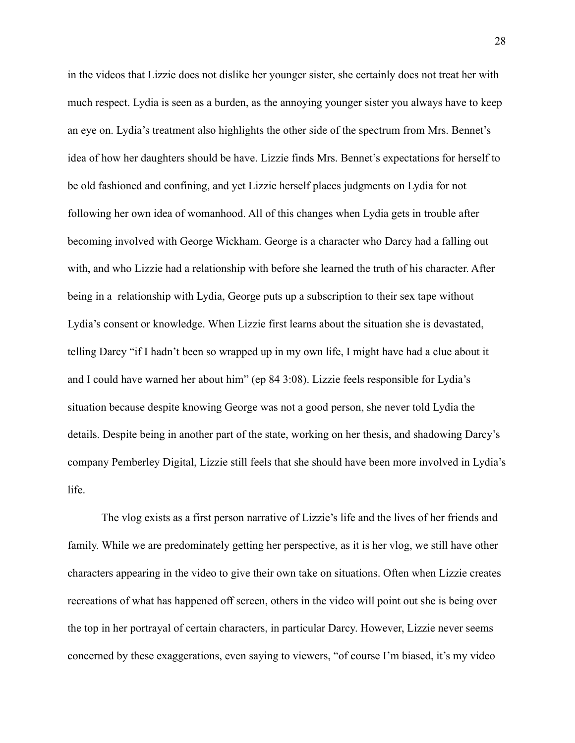in the videos that Lizzie does not dislike her younger sister, she certainly does not treat her with much respect. Lydia is seen as a burden, as the annoying younger sister you always have to keep an eye on. Lydia's treatment also highlights the other side of the spectrum from Mrs. Bennet's idea of how her daughters should be have. Lizzie finds Mrs. Bennet's expectations for herself to be old fashioned and confining, and yet Lizzie herself places judgments on Lydia for not following her own idea of womanhood. All of this changes when Lydia gets in trouble after becoming involved with George Wickham. George is a character who Darcy had a falling out with, and who Lizzie had a relationship with before she learned the truth of his character. After being in a  relationship with Lydia, George puts up a subscription to their sex tape without Lydia's consent or knowledge. When Lizzie first learns about the situation she is devastated, telling Darcy "if I hadn't been so wrapped up in my own life, I might have had a clue about it and I could have warned her about him" (ep 84 3:08). Lizzie feels responsible for Lydia's situation because despite knowing George was not a good person, she never told Lydia the details. Despite being in another part of the state, working on her thesis, and shadowing Darcy's company Pemberley Digital, Lizzie still feels that she should have been more involved in Lydia's life.

The vlog exists as a first person narrative of Lizzie's life and the lives of her friends and family. While we are predominately getting her perspective, as it is her vlog, we still have other characters appearing in the video to give their own take on situations. Often when Lizzie creates recreations of what has happened off screen, others in the video will point out she is being over the top in her portrayal of certain characters, in particular Darcy. However, Lizzie never seems concerned by these exaggerations, even saying to viewers, "of course I'm biased, it's my video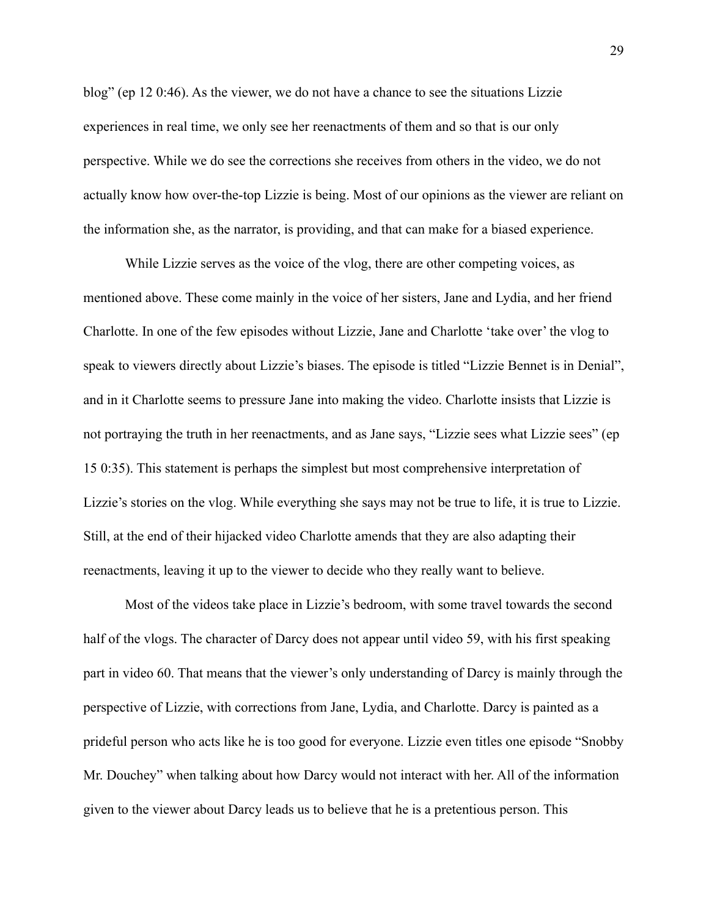blog" (ep 12 0:46). As the viewer, we do not have a chance to see the situations Lizzie experiences in real time, we only see her reenactments of them and so that is our only perspective. While we do see the corrections she receives from others in the video, we do not actually know how over-the-top Lizzie is being. Most of our opinions as the viewer are reliant on the information she, as the narrator, is providing, and that can make for a biased experience.

While Lizzie serves as the voice of the vlog, there are other competing voices, as mentioned above. These come mainly in the voice of her sisters, Jane and Lydia, and her friend Charlotte. In one of the few episodes without Lizzie, Jane and Charlotte 'take over' the vlog to speak to viewers directly about Lizzie's biases. The episode is titled "Lizzie Bennet is in Denial", and in it Charlotte seems to pressure Jane into making the video. Charlotte insists that Lizzie is not portraying the truth in her reenactments, and as Jane says, "Lizzie sees what Lizzie sees" (ep 15 0:35). This statement is perhaps the simplest but most comprehensive interpretation of Lizzie's stories on the vlog. While everything she says may not be true to life, it is true to Lizzie. Still, at the end of their hijacked video Charlotte amends that they are also adapting their reenactments, leaving it up to the viewer to decide who they really want to believe.

Most of the videos take place in Lizzie's bedroom, with some travel towards the second half of the vlogs. The character of Darcy does not appear until video 59, with his first speaking part in video 60. That means that the viewer's only understanding of Darcy is mainly through the perspective of Lizzie, with corrections from Jane, Lydia, and Charlotte. Darcy is painted as a prideful person who acts like he is too good for everyone. Lizzie even titles one episode "Snobby Mr. Douchey" when talking about how Darcy would not interact with her. All of the information given to the viewer about Darcy leads us to believe that he is a pretentious person. This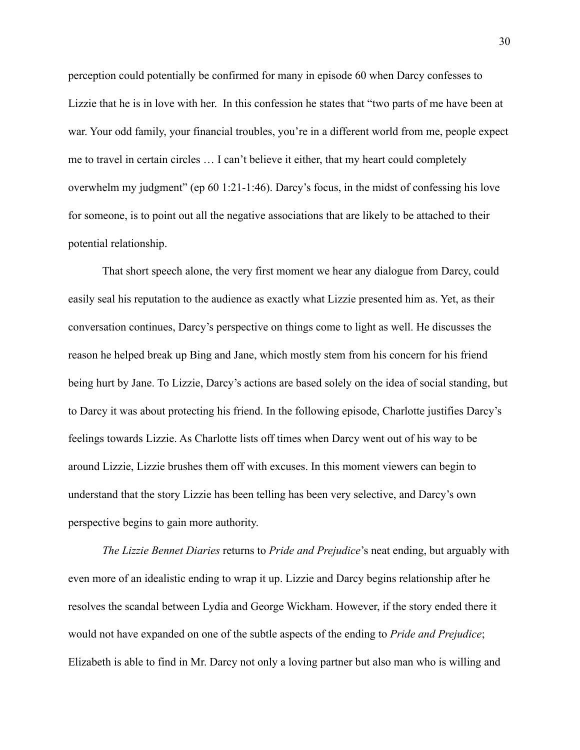perception could potentially be confirmed for many in episode 60 when Darcy confesses to Lizzie that he is in love with her. In this confession he states that "two parts of me have been at war. Your odd family, your financial troubles, you're in a different world from me, people expect me to travel in certain circles … I can't believe it either, that my heart could completely overwhelm my judgment" (ep 60 1:21-1:46). Darcy's focus, in the midst of confessing his love for someone, is to point out all the negative associations that are likely to be attached to their potential relationship.

That short speech alone, the very first moment we hear any dialogue from Darcy, could easily seal his reputation to the audience as exactly what Lizzie presented him as. Yet, as their conversation continues, Darcy's perspective on things come to light as well. He discusses the reason he helped break up Bing and Jane, which mostly stem from his concern for his friend being hurt by Jane. To Lizzie, Darcy's actions are based solely on the idea of social standing, but to Darcy it was about protecting his friend. In the following episode, Charlotte justifies Darcy's feelings towards Lizzie. As Charlotte lists off times when Darcy went out of his way to be around Lizzie, Lizzie brushes them off with excuses. In this moment viewers can begin to understand that the story Lizzie has been telling has been very selective, and Darcy's own perspective begins to gain more authority.

*The Lizzie Bennet Diaries* returns to *Pride and Prejudice*'s neat ending, but arguably with even more of an idealistic ending to wrap it up. Lizzie and Darcy begins relationship after he resolves the scandal between Lydia and George Wickham. However, if the story ended there it would not have expanded on one of the subtle aspects of the ending to *Pride and Prejudice*; Elizabeth is able to find in Mr. Darcy not only a loving partner but also man who is willing and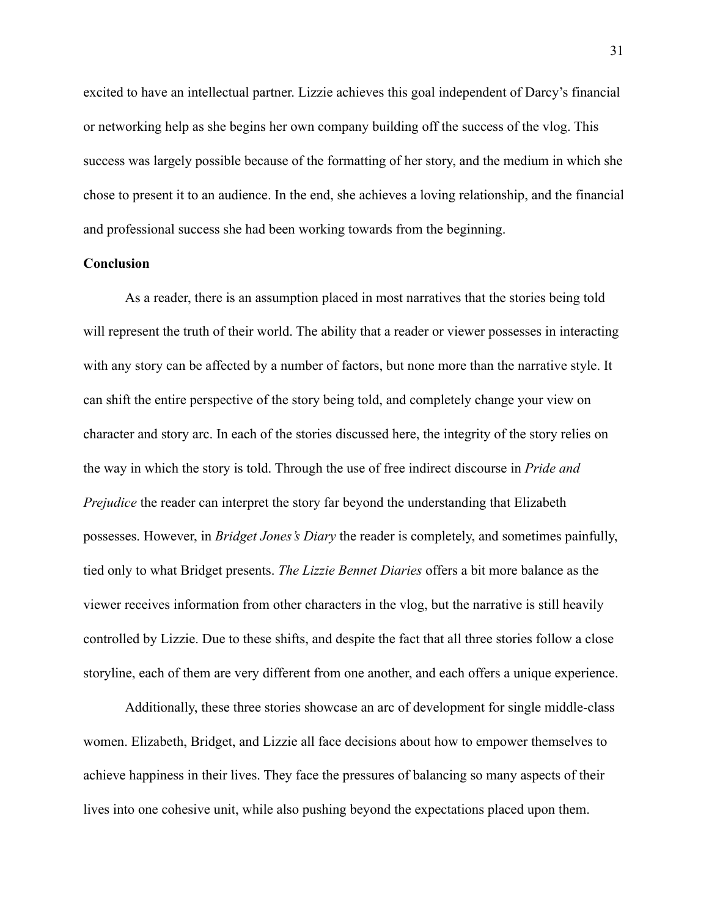excited to have an intellectual partner. Lizzie achieves this goal independent of Darcy's financial or networking help as she begins her own company building off the success of the vlog. This success was largely possible because of the formatting of her story, and the medium in which she chose to present it to an audience. In the end, she achieves a loving relationship, and the financial and professional success she had been working towards from the beginning.

**Conclusion**

As a reader, there is an assumption placed in most narratives that the stories being told will represent the truth of their world. The ability that a reader or viewer possesses in interacting with any story can be affected by a number of factors, but none more than the narrative style. It can shift the entire perspective of the story being told, and completely change your view on character and story arc. In each of the stories discussed here, the integrity of the story relies on the way in which the story is told. Through the use of free indirect discourse in *Pride and Prejudice* the reader can interpret the story far beyond the understanding that Elizabeth possesses. However, in *Bridget Jones's Diary* the reader is completely, and sometimes painfully, tied only to what Bridget presents. *The Lizzie Bennet Diaries* offers a bit more balance as the viewer receives information from other characters in the vlog, but the narrative is still heavily controlled by Lizzie. Due to these shifts, and despite the fact that all three stories follow a close storyline, each of them are very different from one another, and each offers a unique experience.

Additionally, these three stories showcase an arc of development for single middle-class women. Elizabeth, Bridget, and Lizzie all face decisions about how to empower themselves to achieve happiness in their lives. They face the pressures of balancing so many aspects of their lives into one cohesive unit, while also pushing beyond the expectations placed upon them.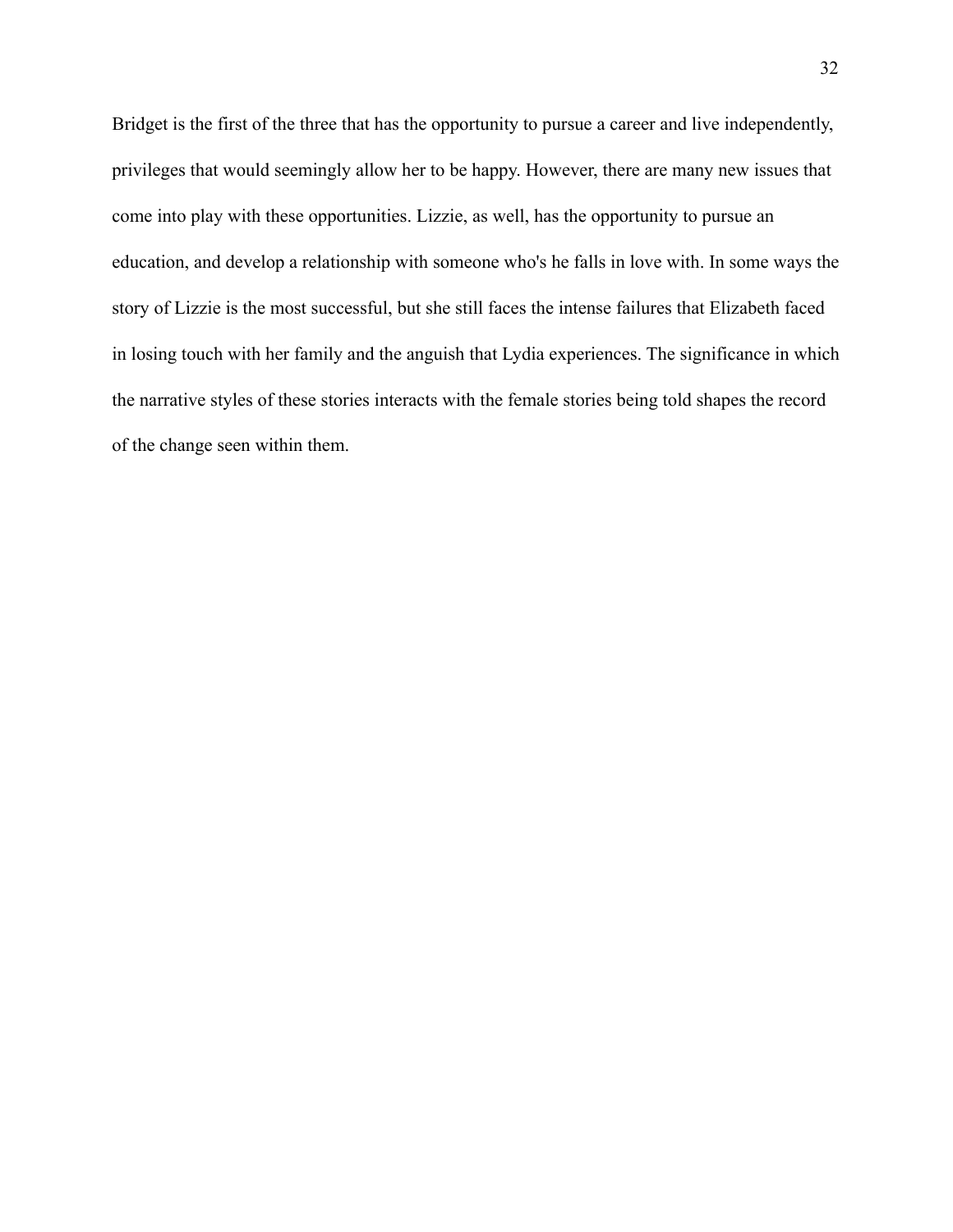Bridget is the first of the three that has the opportunity to pursue a career and live independently, privileges that would seemingly allow her to be happy. However, there are many new issues that come into play with these opportunities. Lizzie, as well, has the opportunity to pursue an education, and develop a relationship with someone who's he falls in love with. In some ways the story of Lizzie is the most successful, but she still faces the intense failures that Elizabeth faced in losing touch with her family and the anguish that Lydia experiences. The significance in which the narrative styles of these stories interacts with the female stories being told shapes the record of the change seen within them.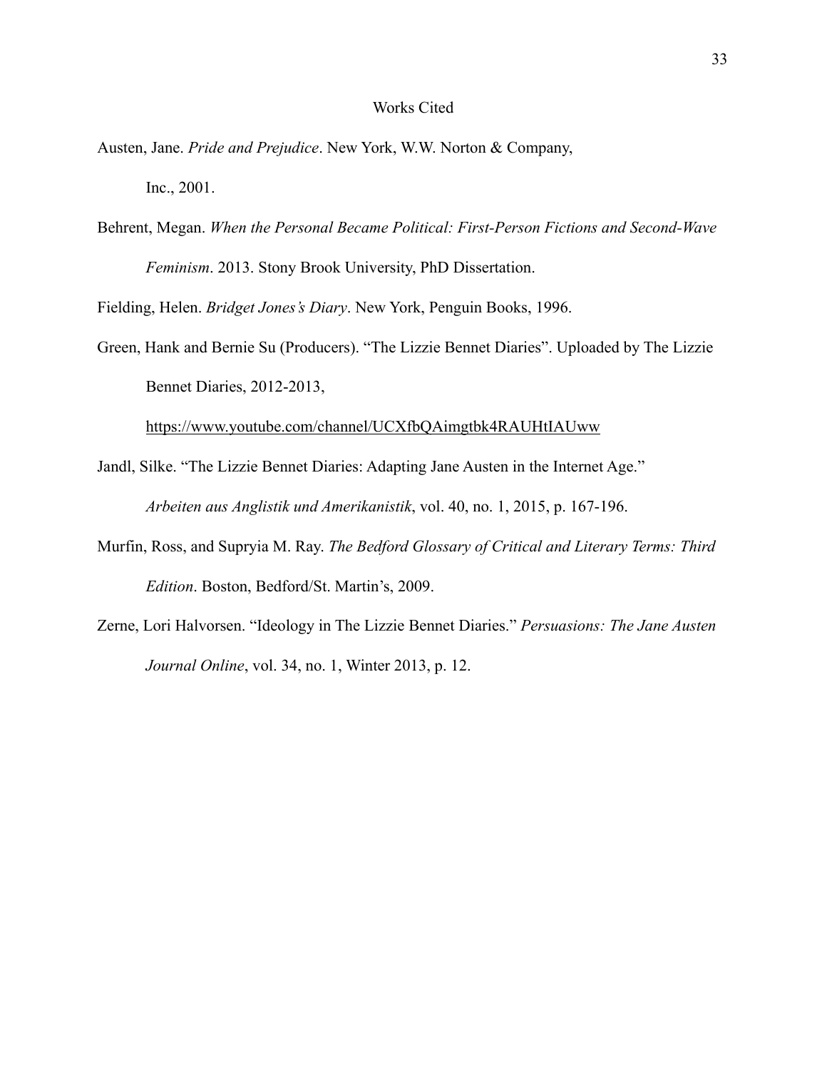# Works Cited

Austen, Jane. *Pride and Prejudice*. New York, W.W. Norton & Company, Inc., 2001.

Behrent, Megan. *When the Personal Became Political: First-Person Fictions and Second-Wave Feminism*. 2013. Stony Brook University, PhD Dissertation.

Fielding, Helen. *Bridget Jones's Diary*. New York, Penguin Books, 1996.

Green, Hank and Bernie Su (Producers). "The Lizzie Bennet Diaries". Uploaded by The Lizzie Bennet Diaries, 2012-2013, https://www.youtube.com/channel/UCXfbQAimgtbk4RAUHtIAUww

Jandl, Silke. "The Lizzie Bennet Diaries: Adapting Jane Austen in the Internet Age." *Arbeiten aus Anglistik und Amerikanistik*, vol. 40, no. 1, 2015, p. 167-196.

Murfin, Ross, and Supryia M. Ray. *The Bedford Glossary of Critical and Literary Terms: Third Edition*. Boston, Bedford/St. Martin's, 2009.

Zerne, Lori Halvorsen. "Ideology in The Lizzie Bennet Diaries." *Persuasions: The Jane Austen Journal Online*, vol. 34, no. 1, Winter 2013, p. 12.